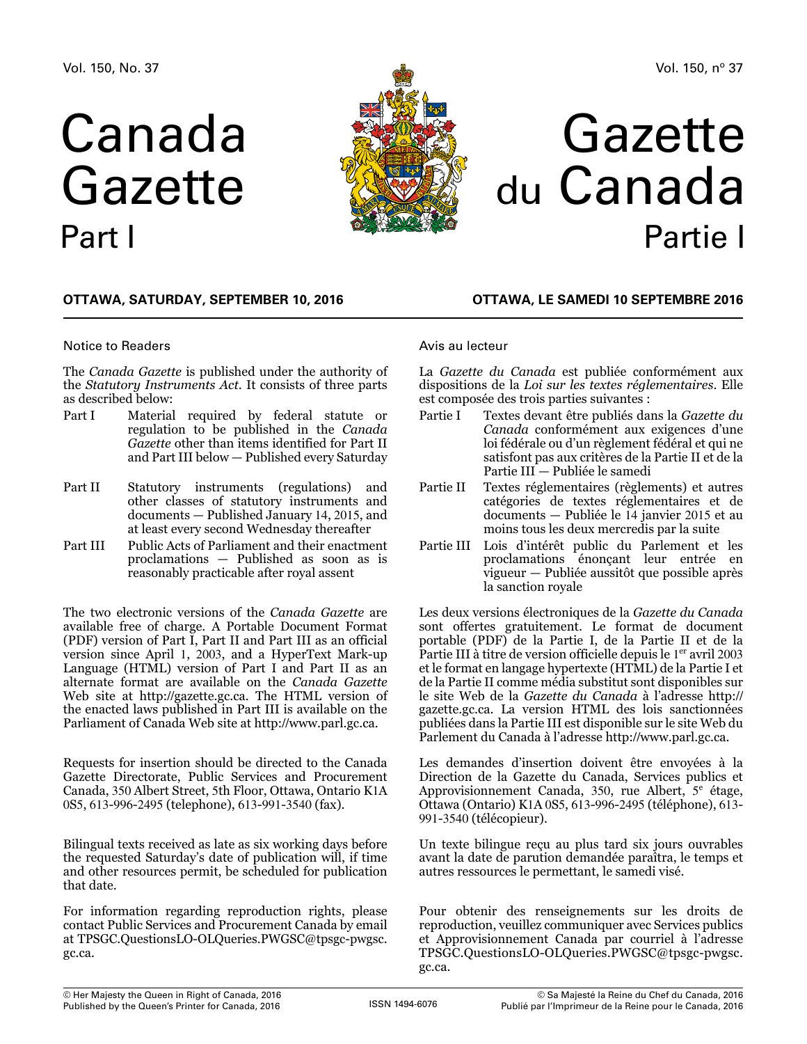Vol. 150, No. 37

# Canada Gazette
## Part I

**OTTAWA, SATURDAY, SEPTEMBER 10, 2016**

Notice to Readers

The *Canada Gazette* is published under the authority of the *Statutory Instruments Act*. It consists of three parts as described below:

| | |
|---|---|
| Part I | Material required by federal statute or regulation to be published in the *Canada Gazette* other than items identified for Part II and Part III below — Published every Saturday |
| Part II | Statutory instruments (regulations) and other classes of statutory instruments and documents — Published January 14, 2015, and at least every second Wednesday thereafter |
| Part III | Public Acts of Parliament and their enactment proclamations — Published as soon as is reasonably practicable after royal assent |

The two electronic versions of the *Canada Gazette* are available free of charge. A Portable Document Format (PDF) version of Part I, Part II and Part III as an official version since April 1, 2003, and a HyperText Mark-up Language (HTML) version of Part I and Part II as an alternate format are available on the *Canada Gazette* Web site at http://gazette.gc.ca. The HTML version of the enacted laws published in Part III is available on the Parliament of Canada Web site at http://www.parl.gc.ca.

Requests for insertion should be directed to the Canada Gazette Directorate, Public Services and Procurement Canada, 350 Albert Street, 5th Floor, Ottawa, Ontario K1A 0S5, 613-996-2495 (telephone), 613-991-3540 (fax).

Bilingual texts received as late as six working days before the requested Saturday's date of publication will, if time and other resources permit, be scheduled for publication that date.

For information regarding reproduction rights, please contact Public Services and Procurement Canada by email at TPSGC.QuestionsLO-OLQueries.PWGSC@tpsgc-pwgsc.gc.ca.

© Her Majesty the Queen in Right of Canada, 2016
Published by the Queen's Printer for Canada, 2016

ISSN 1494-6076

---

Vol. 150, nº 37

# Gazette du Canada
## Partie I

**OTTAWA, LE SAMEDI 10 SEPTEMBRE 2016**

Avis au lecteur

La *Gazette du Canada* est publiée conformément aux dispositions de la *Loi sur les textes réglementaires*. Elle est composée des trois parties suivantes :

| | |
|---|---|
| Partie I | Textes devant être publiés dans la *Gazette du Canada* conformément aux exigences d'une loi fédérale ou d'un règlement fédéral et qui ne satisfont pas aux critères de la Partie II et de la Partie III — Publiée le samedi |
| Partie II | Textes réglementaires (règlements) et autres catégories de textes réglementaires et de documents — Publiée le 14 janvier 2015 et au moins tous les deux mercredis par la suite |
| Partie III | Lois d'intérêt public du Parlement et les proclamations énonçant leur entrée en vigueur — Publiée aussitôt que possible après la sanction royale |

Les deux versions électroniques de la *Gazette du Canada* sont offertes gratuitement. Le format de document portable (PDF) de la Partie I, de la Partie II et de la Partie III à titre de version officielle depuis le 1er avril 2003 et le format en langage hypertexte (HTML) de la Partie I et de la Partie II comme média substitut sont disponibles sur le site Web de la *Gazette du Canada* à l'adresse http://gazette.gc.ca. La version HTML des lois sanctionnées publiées dans la Partie III est disponible sur le site Web du Parlement du Canada à l'adresse http://www.parl.gc.ca.

Les demandes d'insertion doivent être envoyées à la Direction de la Gazette du Canada, Services publics et Approvisionnement Canada, 350, rue Albert, 5e étage, Ottawa (Ontario) K1A 0S5, 613-996-2495 (téléphone), 613-991-3540 (télécopieur).

Un texte bilingue reçu au plus tard six jours ouvrables avant la date de parution demandée paraîtra, le temps et autres ressources le permettant, le samedi visé.

Pour obtenir des renseignements sur les droits de reproduction, veuillez communiquer avec Services publics et Approvisionnement Canada par courriel à l'adresse TPSGC.QuestionsLO-OLQueries.PWGSC@tpsgc-pwgsc.gc.ca.

© Sa Majesté la Reine du Chef du Canada, 2016
Publié par l'Imprimeur de la Reine pour le Canada, 2016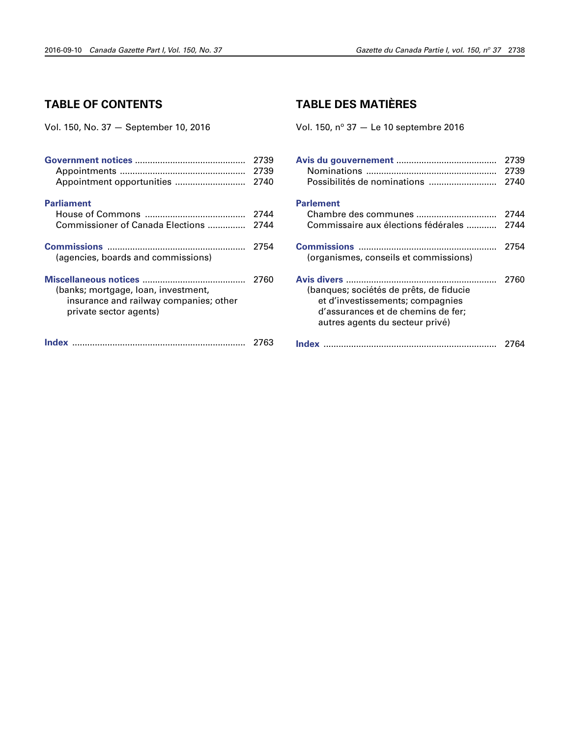## TABLE OF CONTENTS

Vol. 150, No. 37 — September 10, 2016

**Government notices** ............................................ 2739
- Appointments .................................................. 2739
- Appointment opportunities ............................ 2740

**Parliament**
- House of Commons ........................................ 2744
- Commissioner of Canada Elections ............... 2744

**Commissions** ...................................................... 2754
(agencies, boards and commissions)

**Miscellaneous notices** ......................................... 2760
(banks; mortgage, loan, investment, insurance and railway companies; other private sector agents)

**Index** .................................................................... 2763

## TABLE DES MATIÈRES

Vol. 150, nº 37 — Le 10 septembre 2016

**Avis du gouvernement** ........................................ 2739
- Nominations ................................................... 2739
- Possibilités de nominations ........................... 2740

**Parlement**
- Chambre des communes ................................ 2744
- Commissaire aux élections fédérales ............ 2744

**Commissions** ...................................................... 2754
(organismes, conseils et commissions)

**Avis divers** ........................................................... 2760
(banques; sociétés de prêts, de fiducie et d'investissements; compagnies d'assurances et de chemins de fer; autres agents du secteur privé)

**Index** .................................................................... 2764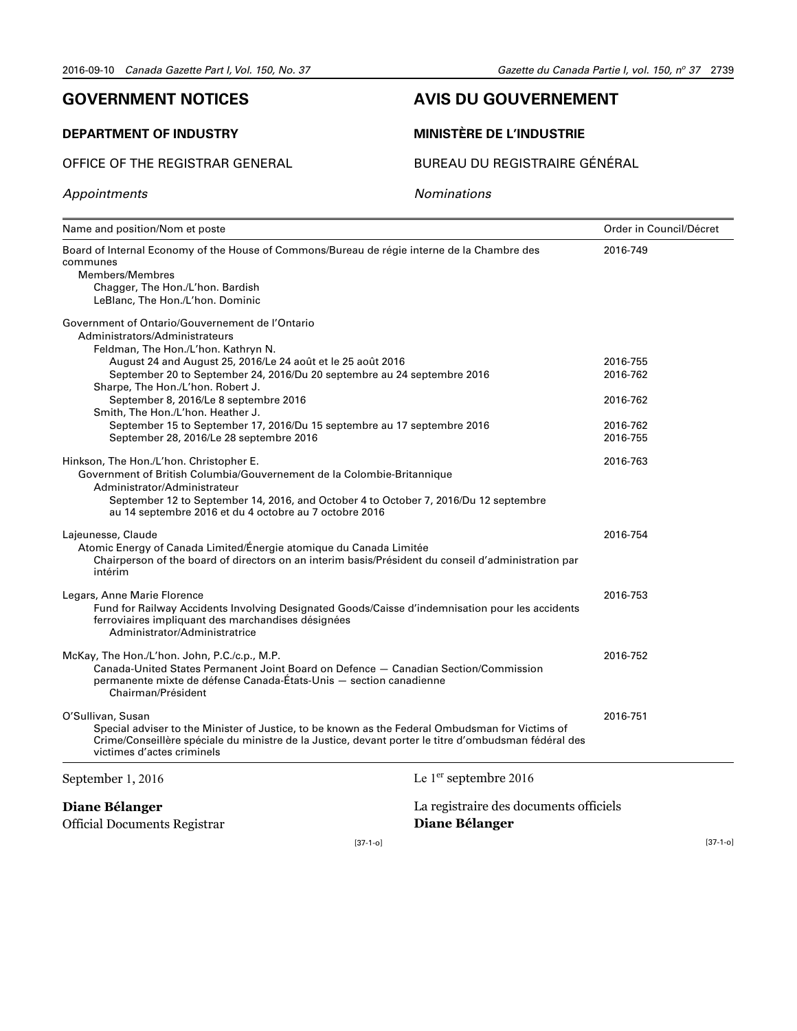# GOVERNMENT NOTICES

# AVIS DU GOUVERNEMENT

## DEPARTMENT OF INDUSTRY

## MINISTÈRE DE L'INDUSTRIE

OFFICE OF THE REGISTRAR GENERAL

BUREAU DU REGISTRAIRE GÉNÉRAL

*Appointments*

*Nominations*

| Name and position/Nom et poste | Order in Council/Décret |
|---|---|
| Board of Internal Economy of the House of Commons/Bureau de régie interne de la Chambre des communes | 2016-749 |
| Members/Membres | |
| Chagger, The Hon./L'hon. Bardish | |
| LeBlanc, The Hon./L'hon. Dominic | |
| Government of Ontario/Gouvernement de l'Ontario | |
| Administrators/Administrateurs | |
| Feldman, The Hon./L'hon. Kathryn N. | |
| August 24 and August 25, 2016/Le 24 août et le 25 août 2016 | 2016-755 |
| September 20 to September 24, 2016/Du 20 septembre au 24 septembre 2016 | 2016-762 |
| Sharpe, The Hon./L'hon. Robert J. | |
| September 8, 2016/Le 8 septembre 2016 | 2016-762 |
| Smith, The Hon./L'hon. Heather J. | |
| September 15 to September 17, 2016/Du 15 septembre au 17 septembre 2016 | 2016-762 |
| September 28, 2016/Le 28 septembre 2016 | 2016-755 |
| Hinkson, The Hon./L'hon. Christopher E. | 2016-763 |
| Government of British Columbia/Gouvernement de la Colombie-Britannique | |
| Administrator/Administrateur | |
| September 12 to September 14, 2016, and October 4 to October 7, 2016/Du 12 septembre au 14 septembre 2016 et du 4 octobre au 7 octobre 2016 | |
| Lajeunesse, Claude | 2016-754 |
| Atomic Energy of Canada Limited/Énergie atomique du Canada Limitée | |
| Chairperson of the board of directors on an interim basis/Président du conseil d'administration par intérim | |
| Legars, Anne Marie Florence | 2016-753 |
| Fund for Railway Accidents Involving Designated Goods/Caisse d'indemnisation pour les accidents ferroviaires impliquant des marchandises désignées | |
| Administrator/Administratrice | |
| McKay, The Hon./L'hon. John, P.C./c.p., M.P. | 2016-752 |
| Canada-United States Permanent Joint Board on Defence — Canadian Section/Commission permanente mixte de défense Canada-États-Unis — section canadienne | |
| Chairman/Président | |
| O'Sullivan, Susan | 2016-751 |
| Special adviser to the Minister of Justice, to be known as the Federal Ombudsman for Victims of Crime/Conseillère spéciale du ministre de la Justice, devant porter le titre d'ombudsman fédéral des victimes d'actes criminels | |

September 1, 2016

**Diane Bélanger**
Official Documents Registrar

Le 1er septembre 2016

La registraire des documents officiels
**Diane Bélanger**

[37-1-o]

[37-1-o]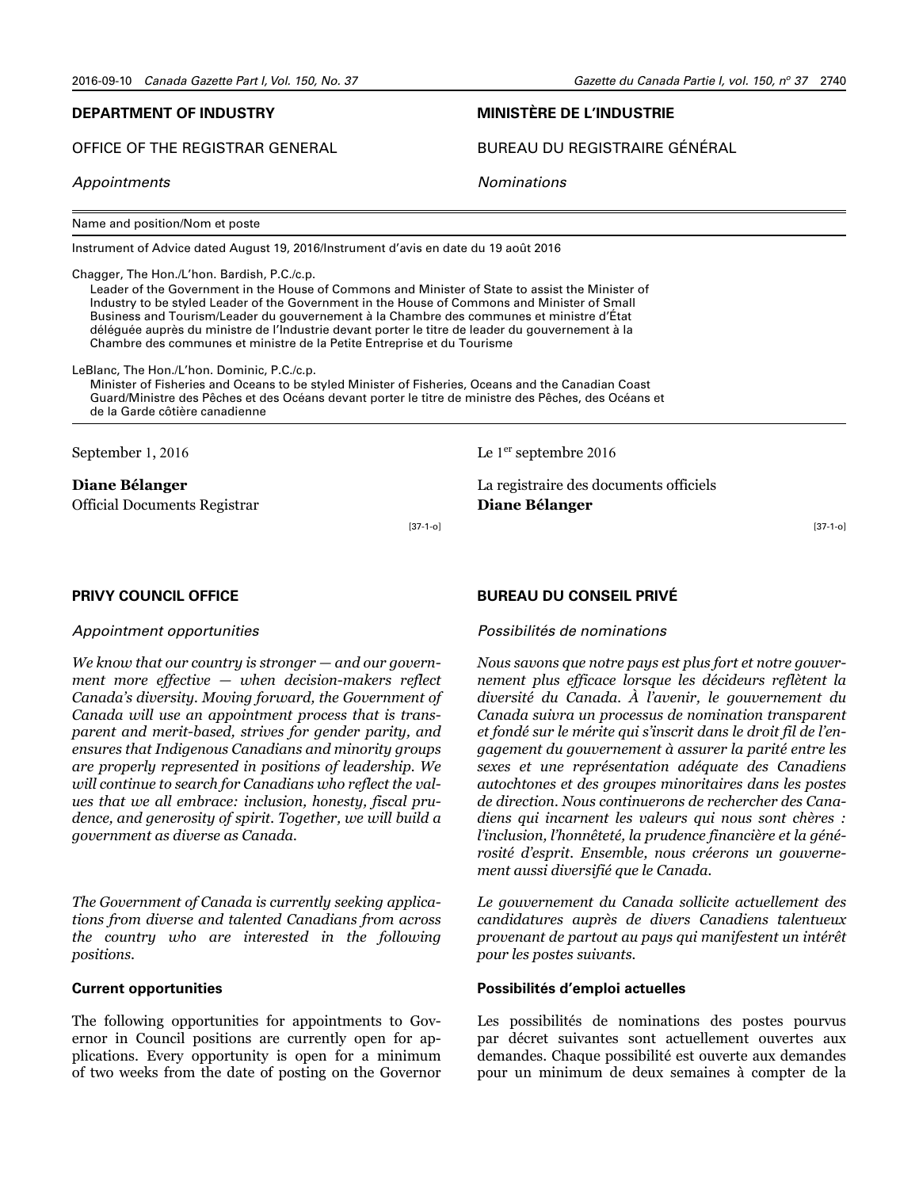## DEPARTMENT OF INDUSTRY

OFFICE OF THE REGISTRAR GENERAL

*Appointments*

## MINISTÈRE DE L'INDUSTRIE

BUREAU DU REGISTRAIRE GÉNÉRAL

*Nominations*

| Name and position/Nom et poste |
| --- |
| Instrument of Advice dated August 19, 2016/Instrument d'avis en date du 19 août 2016 |
| Chagger, The Hon./L'hon. Bardish, P.C./c.p.<br>Leader of the Government in the House of Commons and Minister of State to assist the Minister of Industry to be styled Leader of the Government in the House of Commons and Minister of Small Business and Tourism/Leader du gouvernement à la Chambre des communes et ministre d'État déléguée auprès du ministre de l'Industrie devant porter le titre de leader du gouvernement à la Chambre des communes et ministre de la Petite Entreprise et du Tourisme |
| LeBlanc, The Hon./L'hon. Dominic, P.C./c.p.<br>Minister of Fisheries and Oceans to be styled Minister of Fisheries, Oceans and the Canadian Coast Guard/Ministre des Pêches et des Océans devant porter le titre de ministre des Pêches, des Océans et de la Garde côtière canadienne |

September 1, 2016

**Diane Bélanger**
Official Documents Registrar

[37-1-o]

Le 1er septembre 2016

La registraire des documents officiels
**Diane Bélanger**

[37-1-o]

## PRIVY COUNCIL OFFICE

*Appointment opportunities*

*We know that our country is stronger — and our government more effective — when decision-makers reflect Canada's diversity. Moving forward, the Government of Canada will use an appointment process that is transparent and merit-based, strives for gender parity, and ensures that Indigenous Canadians and minority groups are properly represented in positions of leadership. We will continue to search for Canadians who reflect the values that we all embrace: inclusion, honesty, fiscal prudence, and generosity of spirit. Together, we will build a government as diverse as Canada.*

*The Government of Canada is currently seeking applications from diverse and talented Canadians from across the country who are interested in the following positions.*

### Current opportunities

The following opportunities for appointments to Governor in Council positions are currently open for applications. Every opportunity is open for a minimum of two weeks from the date of posting on the Governor

## BUREAU DU CONSEIL PRIVÉ

*Possibilités de nominations*

*Nous savons que notre pays est plus fort et notre gouvernement plus efficace lorsque les décideurs reflètent la diversité du Canada. À l'avenir, le gouvernement du Canada suivra un processus de nomination transparent et fondé sur le mérite qui s'inscrit dans le droit fil de l'engagement du gouvernement à assurer la parité entre les sexes et une représentation adéquate des Canadiens autochtones et des groupes minoritaires dans les postes de direction. Nous continuerons de rechercher des Canadiens qui incarnent les valeurs qui nous sont chères : l'inclusion, l'honnêteté, la prudence financière et la générosité d'esprit. Ensemble, nous créerons un gouvernement aussi diversifié que le Canada.*

*Le gouvernement du Canada sollicite actuellement des candidatures auprès de divers Canadiens talentueux provenant de partout au pays qui manifestent un intérêt pour les postes suivants.*

### Possibilités d'emploi actuelles

Les possibilités de nominations des postes pourvus par décret suivantes sont actuellement ouvertes aux demandes. Chaque possibilité est ouverte aux demandes pour un minimum de deux semaines à compter de la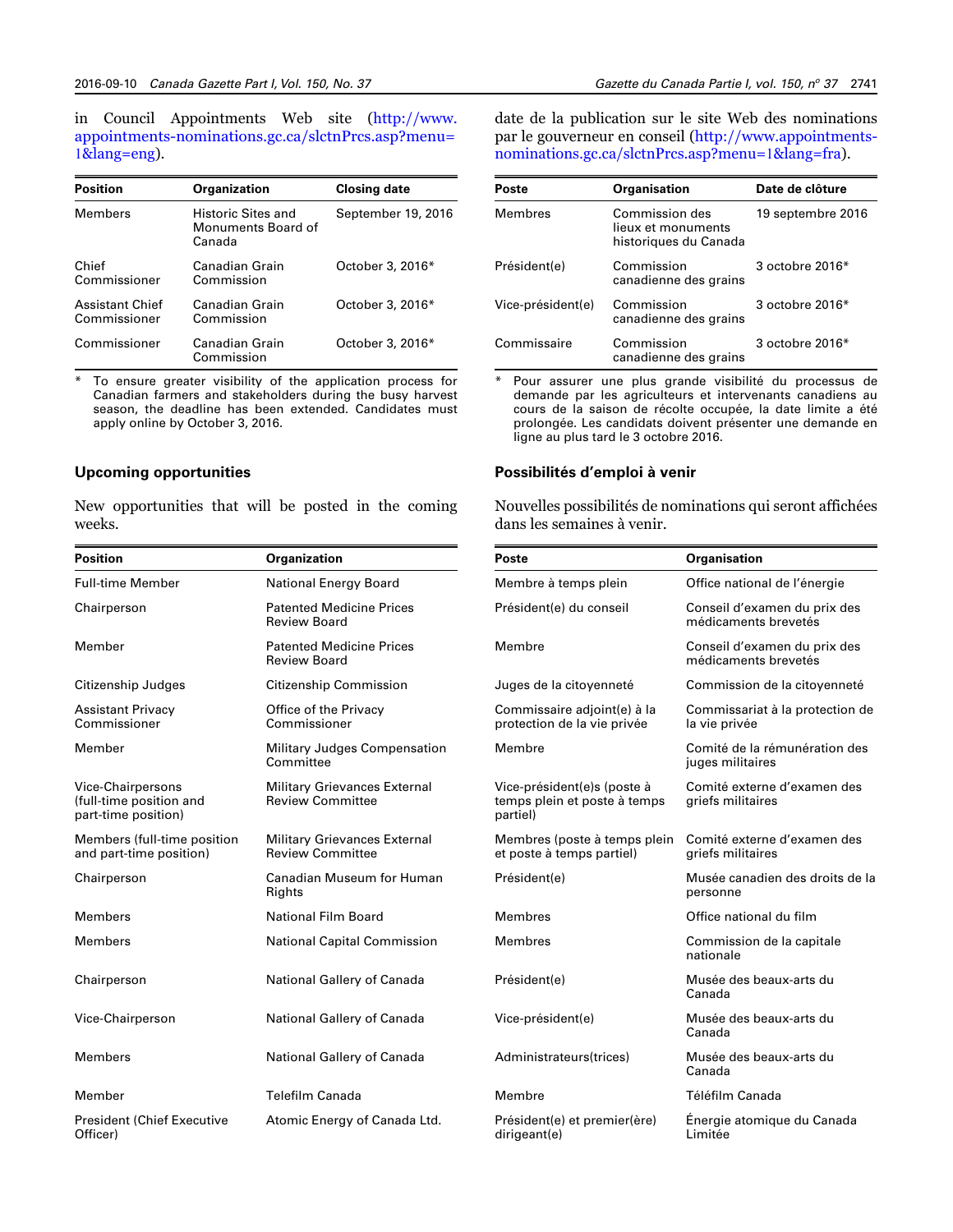in Council Appointments Web site (http://www.appointments-nominations.gc.ca/slctnPrcs.asp?menu=1&lang=eng).

| Position | Organization | Closing date |
|---|---|---|
| Members | Historic Sites and Monuments Board of Canada | September 19, 2016 |
| Chief Commissioner | Canadian Grain Commission | October 3, 2016* |
| Assistant Chief Commissioner | Canadian Grain Commission | October 3, 2016* |
| Commissioner | Canadian Grain Commission | October 3, 2016* |

\* To ensure greater visibility of the application process for Canadian farmers and stakeholders during the busy harvest season, the deadline has been extended. Candidates must apply online by October 3, 2016.

### Upcoming opportunities

New opportunities that will be posted in the coming weeks.

| Position | Organization |
|---|---|
| Full-time Member | National Energy Board |
| Chairperson | Patented Medicine Prices Review Board |
| Member | Patented Medicine Prices Review Board |
| Citizenship Judges | Citizenship Commission |
| Assistant Privacy Commissioner | Office of the Privacy Commissioner |
| Member | Military Judges Compensation Committee |
| Vice-Chairpersons (full-time position and part-time position) | Military Grievances External Review Committee |
| Members (full-time position and part-time position) | Military Grievances External Review Committee |
| Chairperson | Canadian Museum for Human Rights |
| Members | National Film Board |
| Members | National Capital Commission |
| Chairperson | National Gallery of Canada |
| Vice-Chairperson | National Gallery of Canada |
| Members | National Gallery of Canada |
| Member | Telefilm Canada |
| President (Chief Executive Officer) | Atomic Energy of Canada Ltd. |

date de la publication sur le site Web des nominations par le gouverneur en conseil (http://www.appointments-nominations.gc.ca/slctnPrcs.asp?menu=1&lang=fra).

| Poste | Organisation | Date de clôture |
|---|---|---|
| Membres | Commission des lieux et monuments historiques du Canada | 19 septembre 2016 |
| Président(e) | Commission canadienne des grains | 3 octobre 2016* |
| Vice-président(e) | Commission canadienne des grains | 3 octobre 2016* |
| Commissaire | Commission canadienne des grains | 3 octobre 2016* |

\* Pour assurer une plus grande visibilité du processus de demande par les agriculteurs et intervenants canadiens au cours de la saison de récolte occupée, la date limite a été prolongée. Les candidats doivent présenter une demande en ligne au plus tard le 3 octobre 2016.

### Possibilités d'emploi à venir

Nouvelles possibilités de nominations qui seront affichées dans les semaines à venir.

| Poste | Organisation |
|---|---|
| Membre à temps plein | Office national de l'énergie |
| Président(e) du conseil | Conseil d'examen du prix des médicaments brevetés |
| Membre | Conseil d'examen du prix des médicaments brevetés |
| Juges de la citoyenneté | Commission de la citoyenneté |
| Commissaire adjoint(e) à la protection de la vie privée | Commissariat à la protection de la vie privée |
| Membre | Comité de la rémunération des juges militaires |
| Vice-président(e)s (poste à temps plein et poste à temps partiel) | Comité externe d'examen des griefs militaires |
| Membres (poste à temps plein et poste à temps partiel) | Comité externe d'examen des griefs militaires |
| Président(e) | Musée canadien des droits de la personne |
| Membres | Office national du film |
| Membres | Commission de la capitale nationale |
| Président(e) | Musée des beaux-arts du Canada |
| Vice-président(e) | Musée des beaux-arts du Canada |
| Administrateurs(trices) | Musée des beaux-arts du Canada |
| Membre | Téléfilm Canada |
| Président(e) et premier(ère) dirigeant(e) | Énergie atomique du Canada Limitée |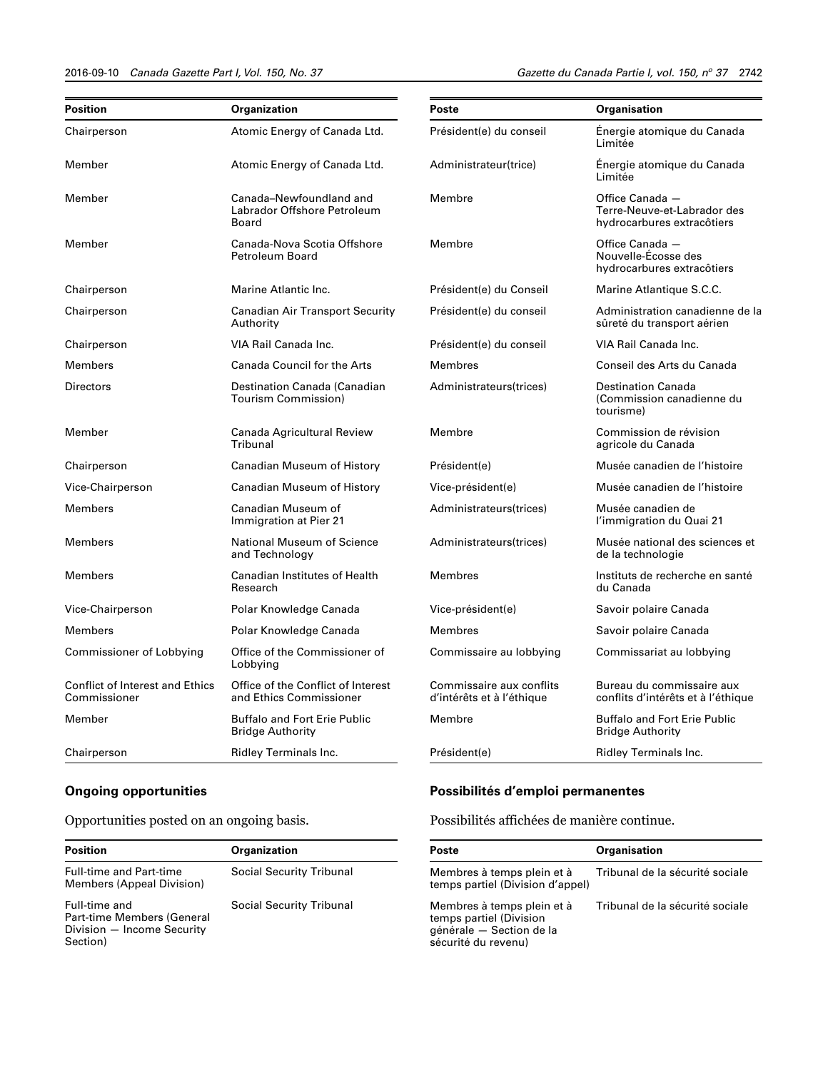| Position | Organization |
| --- | --- |
| Chairperson | Atomic Energy of Canada Ltd. |
| Member | Atomic Energy of Canada Ltd. |
| Member | Canada–Newfoundland and Labrador Offshore Petroleum Board |
| Member | Canada-Nova Scotia Offshore Petroleum Board |
| Chairperson | Marine Atlantic Inc. |
| Chairperson | Canadian Air Transport Security Authority |
| Chairperson | VIA Rail Canada Inc. |
| Members | Canada Council for the Arts |
| Directors | Destination Canada (Canadian Tourism Commission) |
| Member | Canada Agricultural Review Tribunal |
| Chairperson | Canadian Museum of History |
| Vice-Chairperson | Canadian Museum of History |
| Members | Canadian Museum of Immigration at Pier 21 |
| Members | National Museum of Science and Technology |
| Members | Canadian Institutes of Health Research |
| Vice-Chairperson | Polar Knowledge Canada |
| Members | Polar Knowledge Canada |
| Commissioner of Lobbying | Office of the Commissioner of Lobbying |
| Conflict of Interest and Ethics Commissioner | Office of the Conflict of Interest and Ethics Commissioner |
| Member | Buffalo and Fort Erie Public Bridge Authority |
| Chairperson | Ridley Terminals Inc. |

## Ongoing opportunities

Opportunities posted on an ongoing basis.

| Position | Organization |
| --- | --- |
| Full-time and Part-time Members (Appeal Division) | Social Security Tribunal |
| Full-time and Part-time Members (General Division — Income Security Section) | Social Security Tribunal |

| Poste | Organisation |
| --- | --- |
| Président(e) du conseil | Énergie atomique du Canada Limitée |
| Administrateur(trice) | Énergie atomique du Canada Limitée |
| Membre | Office Canada — Terre-Neuve-et-Labrador des hydrocarbures extracôtiers |
| Membre | Office Canada — Nouvelle-Écosse des hydrocarbures extracôtiers |
| Président(e) du Conseil | Marine Atlantique S.C.C. |
| Président(e) du conseil | Administration canadienne de la sûreté du transport aérien |
| Président(e) du conseil | VIA Rail Canada Inc. |
| Membres | Conseil des Arts du Canada |
| Administrateurs(trices) | Destination Canada (Commission canadienne du tourisme) |
| Membre | Commission de révision agricole du Canada |
| Président(e) | Musée canadien de l'histoire |
| Vice-président(e) | Musée canadien de l'histoire |
| Administrateurs(trices) | Musée canadien de l'immigration du Quai 21 |
| Administrateurs(trices) | Musée national des sciences et de la technologie |
| Membres | Instituts de recherche en santé du Canada |
| Vice-président(e) | Savoir polaire Canada |
| Membres | Savoir polaire Canada |
| Commissaire au lobbying | Commissariat au lobbying |
| Commissaire aux conflits d'intérêts et à l'éthique | Bureau du commissaire aux conflits d'intérêts et à l'éthique |
| Membre | Buffalo and Fort Erie Public Bridge Authority |
| Président(e) | Ridley Terminals Inc. |

## Possibilités d'emploi permanentes

Possibilités affichées de manière continue.

| Poste | Organisation |
| --- | --- |
| Membres à temps plein et à temps partiel (Division d'appel) | Tribunal de la sécurité sociale |
| Membres à temps plein et à temps partiel (Division générale — Section de la sécurité du revenu) | Tribunal de la sécurité sociale |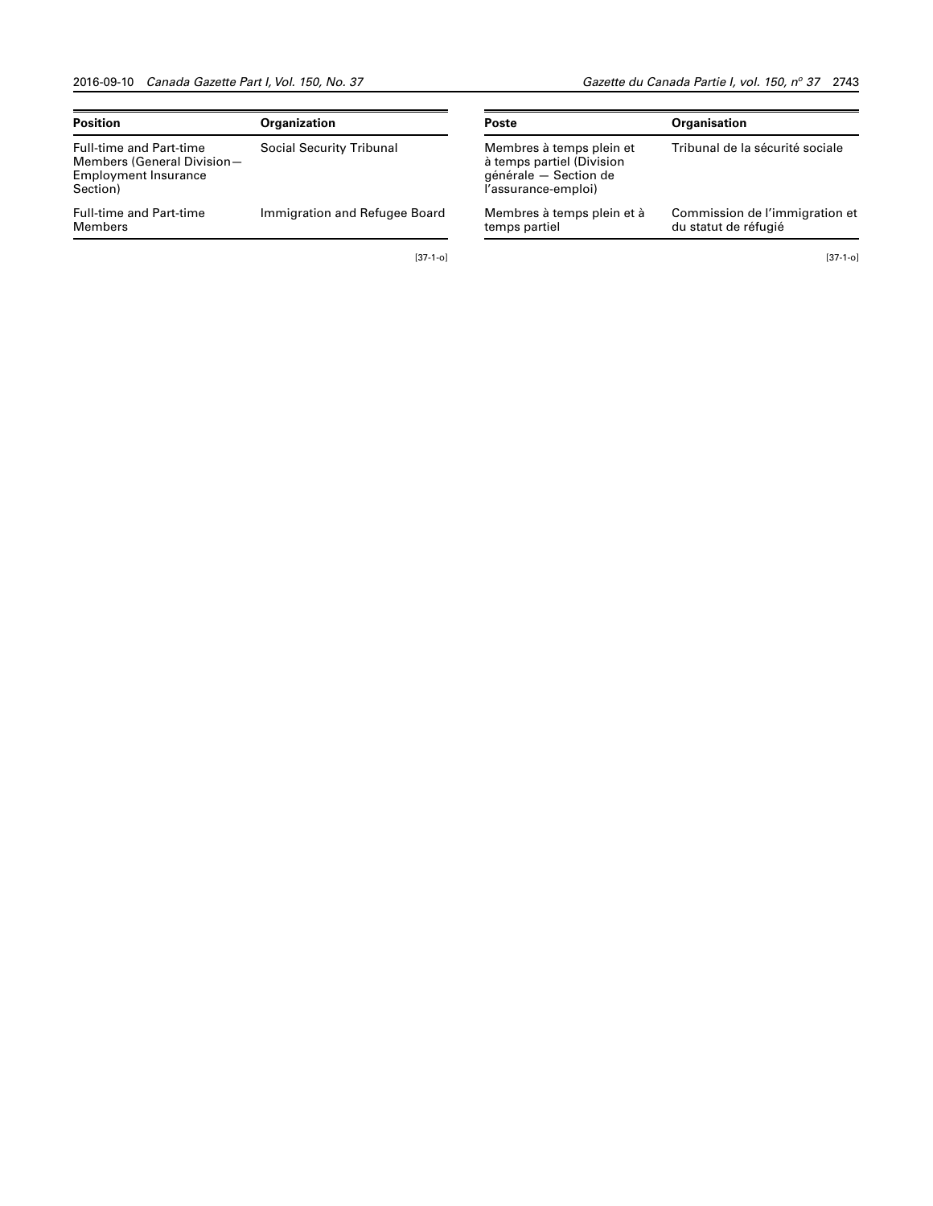| Position | Organization |
| --- | --- |
| Full-time and Part-time Members (General Division—Employment Insurance Section) | Social Security Tribunal |
| Full-time and Part-time Members | Immigration and Refugee Board |

[37-1-o]

| Poste | Organisation |
| --- | --- |
| Membres à temps plein et à temps partiel (Division générale — Section de l'assurance-emploi) | Tribunal de la sécurité sociale |
| Membres à temps plein et à temps partiel | Commission de l'immigration et du statut de réfugié |

[37-1-o]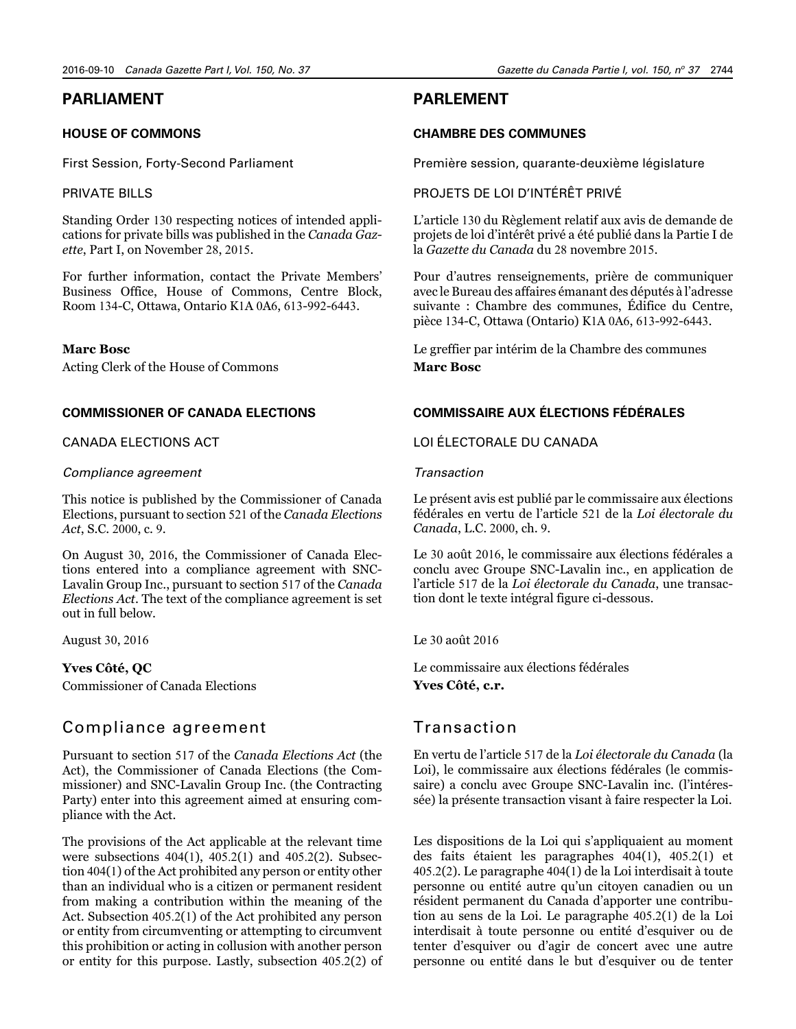# PARLIAMENT

## HOUSE OF COMMONS

First Session, Forty-Second Parliament

PRIVATE BILLS

Standing Order 130 respecting notices of intended applications for private bills was published in the *Canada Gazette*, Part I, on November 28, 2015.

For further information, contact the Private Members' Business Office, House of Commons, Centre Block, Room 134-C, Ottawa, Ontario K1A 0A6, 613-992-6443.

**Marc Bosc**
Acting Clerk of the House of Commons

## COMMISSIONER OF CANADA ELECTIONS

CANADA ELECTIONS ACT

*Compliance agreement*

This notice is published by the Commissioner of Canada Elections, pursuant to section 521 of the *Canada Elections Act*, S.C. 2000, c. 9.

On August 30, 2016, the Commissioner of Canada Elections entered into a compliance agreement with SNC-Lavalin Group Inc., pursuant to section 517 of the *Canada Elections Act*. The text of the compliance agreement is set out in full below.

August 30, 2016

**Yves Côté, QC**
Commissioner of Canada Elections

## Compliance agreement

Pursuant to section 517 of the *Canada Elections Act* (the Act), the Commissioner of Canada Elections (the Commissioner) and SNC-Lavalin Group Inc. (the Contracting Party) enter into this agreement aimed at ensuring compliance with the Act.

The provisions of the Act applicable at the relevant time were subsections 404(1), 405.2(1) and 405.2(2). Subsection 404(1) of the Act prohibited any person or entity other than an individual who is a citizen or permanent resident from making a contribution within the meaning of the Act. Subsection 405.2(1) of the Act prohibited any person or entity from circumventing or attempting to circumvent this prohibition or acting in collusion with another person or entity for this purpose. Lastly, subsection 405.2(2) of

# PARLEMENT

## CHAMBRE DES COMMUNES

Première session, quarante-deuxième législature

PROJETS DE LOI D'INTÉRÊT PRIVÉ

L'article 130 du Règlement relatif aux avis de demande de projets de loi d'intérêt privé a été publié dans la Partie I de la *Gazette du Canada* du 28 novembre 2015.

Pour d'autres renseignements, prière de communiquer avec le Bureau des affaires émanant des députés à l'adresse suivante : Chambre des communes, Édifice du Centre, pièce 134-C, Ottawa (Ontario) K1A 0A6, 613-992-6443.

Le greffier par intérim de la Chambre des communes
**Marc Bosc**

## COMMISSAIRE AUX ÉLECTIONS FÉDÉRALES

LOI ÉLECTORALE DU CANADA

*Transaction*

Le présent avis est publié par le commissaire aux élections fédérales en vertu de l'article 521 de la *Loi électorale du Canada*, L.C. 2000, ch. 9.

Le 30 août 2016, le commissaire aux élections fédérales a conclu avec Groupe SNC-Lavalin inc., en application de l'article 517 de la *Loi électorale du Canada*, une transaction dont le texte intégral figure ci-dessous.

Le 30 août 2016

Le commissaire aux élections fédérales
**Yves Côté, c.r.**

## Transaction

En vertu de l'article 517 de la *Loi électorale du Canada* (la Loi), le commissaire aux élections fédérales (le commissaire) a conclu avec Groupe SNC-Lavalin inc. (l'intéressée) la présente transaction visant à faire respecter la Loi.

Les dispositions de la Loi qui s'appliquaient au moment des faits étaient les paragraphes 404(1), 405.2(1) et 405.2(2). Le paragraphe 404(1) de la Loi interdisait à toute personne ou entité autre qu'un citoyen canadien ou un résident permanent du Canada d'apporter une contribution au sens de la Loi. Le paragraphe 405.2(1) de la Loi interdisait à toute personne ou entité d'esquiver ou de tenter d'esquiver ou d'agir de concert avec une autre personne ou entité dans le but d'esquiver ou de tenter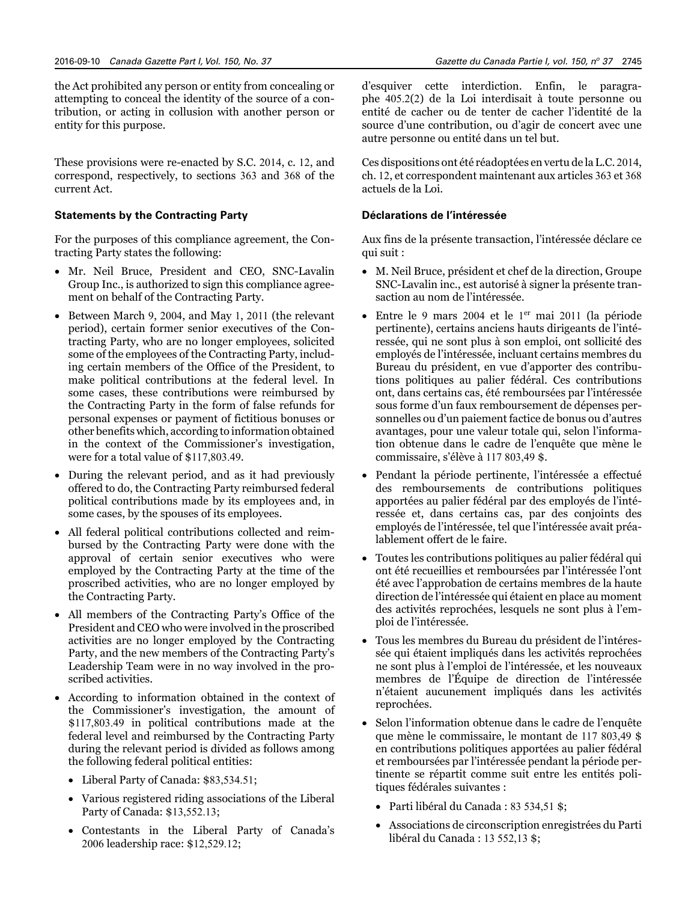the Act prohibited any person or entity from concealing or attempting to conceal the identity of the source of a contribution, or acting in collusion with another person or entity for this purpose.

These provisions were re-enacted by S.C. 2014, c. 12, and correspond, respectively, to sections 363 and 368 of the current Act.

### Statements by the Contracting Party

For the purposes of this compliance agreement, the Contracting Party states the following:

- Mr. Neil Bruce, President and CEO, SNC-Lavalin Group Inc., is authorized to sign this compliance agreement on behalf of the Contracting Party.
- Between March 9, 2004, and May 1, 2011 (the relevant period), certain former senior executives of the Contracting Party, who are no longer employees, solicited some of the employees of the Contracting Party, including certain members of the Office of the President, to make political contributions at the federal level. In some cases, these contributions were reimbursed by the Contracting Party in the form of false refunds for personal expenses or payment of fictitious bonuses or other benefits which, according to information obtained in the context of the Commissioner's investigation, were for a total value of $117,803.49.
- During the relevant period, and as it had previously offered to do, the Contracting Party reimbursed federal political contributions made by its employees and, in some cases, by the spouses of its employees.
- All federal political contributions collected and reimbursed by the Contracting Party were done with the approval of certain senior executives who were employed by the Contracting Party at the time of the proscribed activities, who are no longer employed by the Contracting Party.
- All members of the Contracting Party's Office of the President and CEO who were involved in the proscribed activities are no longer employed by the Contracting Party, and the new members of the Contracting Party's Leadership Team were in no way involved in the proscribed activities.
- According to information obtained in the context of the Commissioner's investigation, the amount of $117,803.49 in political contributions made at the federal level and reimbursed by the Contracting Party during the relevant period is divided as follows among the following federal political entities:
  - Liberal Party of Canada: $83,534.51;
  - Various registered riding associations of the Liberal Party of Canada: $13,552.13;
  - Contestants in the Liberal Party of Canada's 2006 leadership race: $12,529.12;

d'esquiver cette interdiction. Enfin, le paragraphe 405.2(2) de la Loi interdisait à toute personne ou entité de cacher ou de tenter de cacher l'identité de la source d'une contribution, ou d'agir de concert avec une autre personne ou entité dans un tel but.

Ces dispositions ont été réadoptées en vertu de la L.C. 2014, ch. 12, et correspondent maintenant aux articles 363 et 368 actuels de la Loi.

### Déclarations de l'intéressée

Aux fins de la présente transaction, l'intéressée déclare ce qui suit :

- M. Neil Bruce, président et chef de la direction, Groupe SNC-Lavalin inc., est autorisé à signer la présente transaction au nom de l'intéressée.
- Entre le 9 mars 2004 et le 1er mai 2011 (la période pertinente), certains anciens hauts dirigeants de l'intéressée, qui ne sont plus à son emploi, ont sollicité des employés de l'intéressée, incluant certains membres du Bureau du président, en vue d'apporter des contributions politiques au palier fédéral. Ces contributions ont, dans certains cas, été remboursées par l'intéressée sous forme d'un faux remboursement de dépenses personnelles ou d'un paiement factice de bonus ou d'autres avantages, pour une valeur totale qui, selon l'information obtenue dans le cadre de l'enquête que mène le commissaire, s'élève à 117 803,49 $.
- Pendant la période pertinente, l'intéressée a effectué des remboursements de contributions politiques apportées au palier fédéral par des employés de l'intéressée et, dans certains cas, par des conjoints des employés de l'intéressée, tel que l'intéressée avait préalablement offert de le faire.
- Toutes les contributions politiques au palier fédéral qui ont été recueillies et remboursées par l'intéressée l'ont été avec l'approbation de certains membres de la haute direction de l'intéressée qui étaient en place au moment des activités reprochées, lesquels ne sont plus à l'emploi de l'intéressée.
- Tous les membres du Bureau du président de l'intéressée qui étaient impliqués dans les activités reprochées ne sont plus à l'emploi de l'intéressée, et les nouveaux membres de l'Équipe de direction de l'intéressée n'étaient aucunement impliqués dans les activités reprochées.
- Selon l'information obtenue dans le cadre de l'enquête que mène le commissaire, le montant de 117 803,49 $ en contributions politiques apportées au palier fédéral et remboursées par l'intéressée pendant la période pertinente se répartit comme suit entre les entités politiques fédérales suivantes :
  - Parti libéral du Canada : 83 534,51 $;
  - Associations de circonscription enregistrées du Parti libéral du Canada : 13 552,13 $;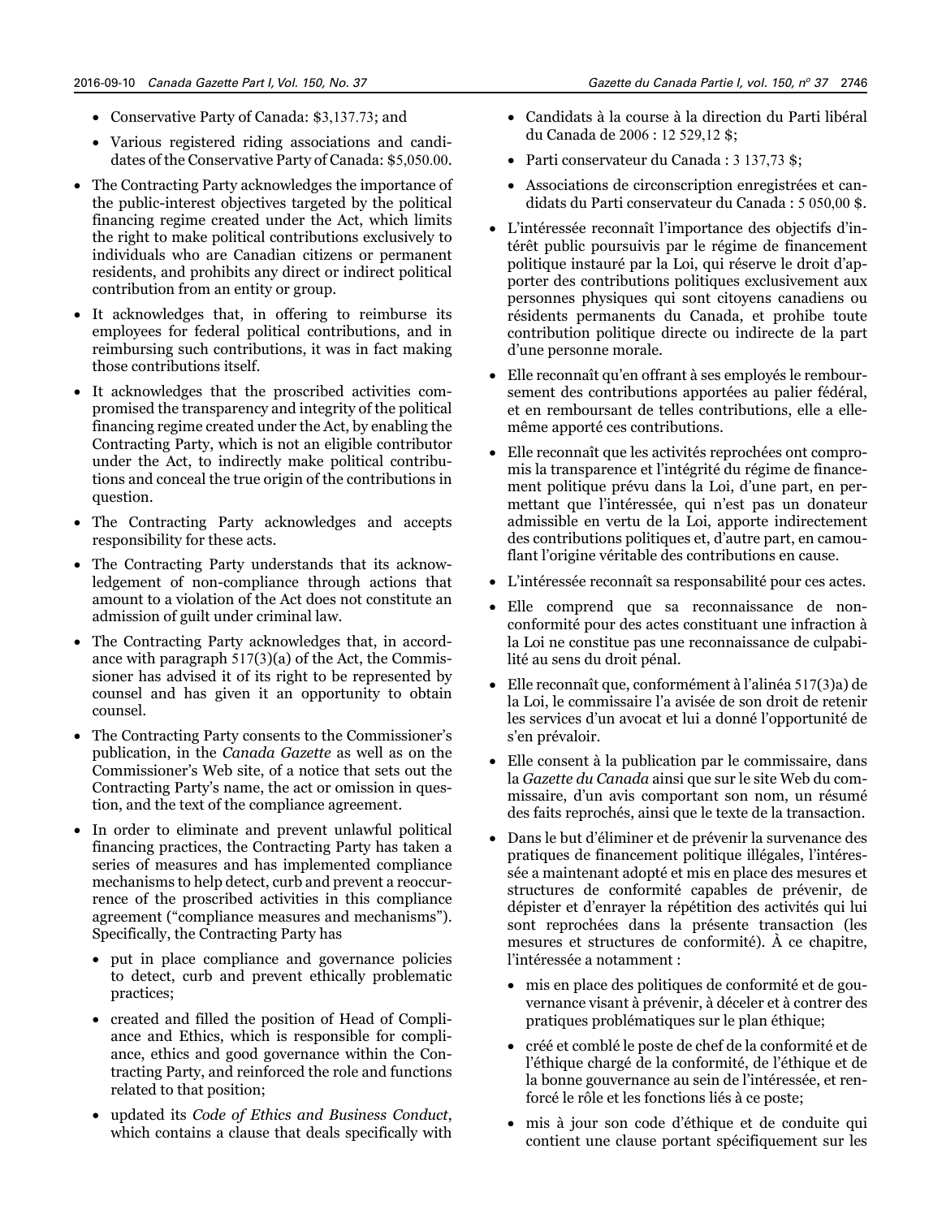- Conservative Party of Canada: $3,137.73; and
- Various registered riding associations and candidates of the Conservative Party of Canada: $5,050.00.

- The Contracting Party acknowledges the importance of the public-interest objectives targeted by the political financing regime created under the Act, which limits the right to make political contributions exclusively to individuals who are Canadian citizens or permanent residents, and prohibits any direct or indirect political contribution from an entity or group.
- It acknowledges that, in offering to reimburse its employees for federal political contributions, and in reimbursing such contributions, it was in fact making those contributions itself.
- It acknowledges that the proscribed activities compromised the transparency and integrity of the political financing regime created under the Act, by enabling the Contracting Party, which is not an eligible contributor under the Act, to indirectly make political contributions and conceal the true origin of the contributions in question.
- The Contracting Party acknowledges and accepts responsibility for these acts.
- The Contracting Party understands that its acknowledgement of non-compliance through actions that amount to a violation of the Act does not constitute an admission of guilt under criminal law.
- The Contracting Party acknowledges that, in accordance with paragraph 517(3)(a) of the Act, the Commissioner has advised it of its right to be represented by counsel and has given it an opportunity to obtain counsel.
- The Contracting Party consents to the Commissioner's publication, in the *Canada Gazette* as well as on the Commissioner's Web site, of a notice that sets out the Contracting Party's name, the act or omission in question, and the text of the compliance agreement.
- In order to eliminate and prevent unlawful political financing practices, the Contracting Party has taken a series of measures and has implemented compliance mechanisms to help detect, curb and prevent a reoccurrence of the proscribed activities in this compliance agreement ("compliance measures and mechanisms"). Specifically, the Contracting Party has
  - put in place compliance and governance policies to detect, curb and prevent ethically problematic practices;
  - created and filled the position of Head of Compliance and Ethics, which is responsible for compliance, ethics and good governance within the Contracting Party, and reinforced the role and functions related to that position;
  - updated its *Code of Ethics and Business Conduct*, which contains a clause that deals specifically with

- Candidats à la course à la direction du Parti libéral du Canada de 2006 : 12 529,12 $;
- Parti conservateur du Canada : 3 137,73 $;
- Associations de circonscription enregistrées et candidats du Parti conservateur du Canada : 5 050,00 $.

- L'intéressée reconnaît l'importance des objectifs d'intérêt public poursuivis par le régime de financement politique instauré par la Loi, qui réserve le droit d'apporter des contributions politiques exclusivement aux personnes physiques qui sont citoyens canadiens ou résidents permanents du Canada, et prohibe toute contribution politique directe ou indirecte de la part d'une personne morale.
- Elle reconnaît qu'en offrant à ses employés le remboursement des contributions apportées au palier fédéral, et en remboursant de telles contributions, elle a elle-même apporté ces contributions.
- Elle reconnaît que les activités reprochées ont compromis la transparence et l'intégrité du régime de financement politique prévu dans la Loi, d'une part, en permettant que l'intéressée, qui n'est pas un donateur admissible en vertu de la Loi, apporte indirectement des contributions politiques et, d'autre part, en camouflant l'origine véritable des contributions en cause.
- L'intéressée reconnaît sa responsabilité pour ces actes.
- Elle comprend que sa reconnaissance de non-conformité pour des actes constituant une infraction à la Loi ne constitue pas une reconnaissance de culpabilité au sens du droit pénal.
- Elle reconnaît que, conformément à l'alinéa 517(3)a) de la Loi, le commissaire l'a avisée de son droit de retenir les services d'un avocat et lui a donné l'opportunité de s'en prévaloir.
- Elle consent à la publication par le commissaire, dans la *Gazette du Canada* ainsi que sur le site Web du commissaire, d'un avis comportant son nom, un résumé des faits reprochés, ainsi que le texte de la transaction.
- Dans le but d'éliminer et de prévenir la survenance des pratiques de financement politique illégales, l'intéressée a maintenant adopté et mis en place des mesures et structures de conformité capables de prévenir, de dépister et d'enrayer la répétition des activités qui lui sont reprochées dans la présente transaction (les mesures et structures de conformité). À ce chapitre, l'intéressée a notamment :
  - mis en place des politiques de conformité et de gouvernance visant à prévenir, à déceler et à contrer des pratiques problématiques sur le plan éthique;
  - créé et comblé le poste de chef de la conformité et de l'éthique chargé de la conformité, de l'éthique et de la bonne gouvernance au sein de l'intéressée, et renforcé le rôle et les fonctions liés à ce poste;
  - mis à jour son code d'éthique et de conduite qui contient une clause portant spécifiquement sur les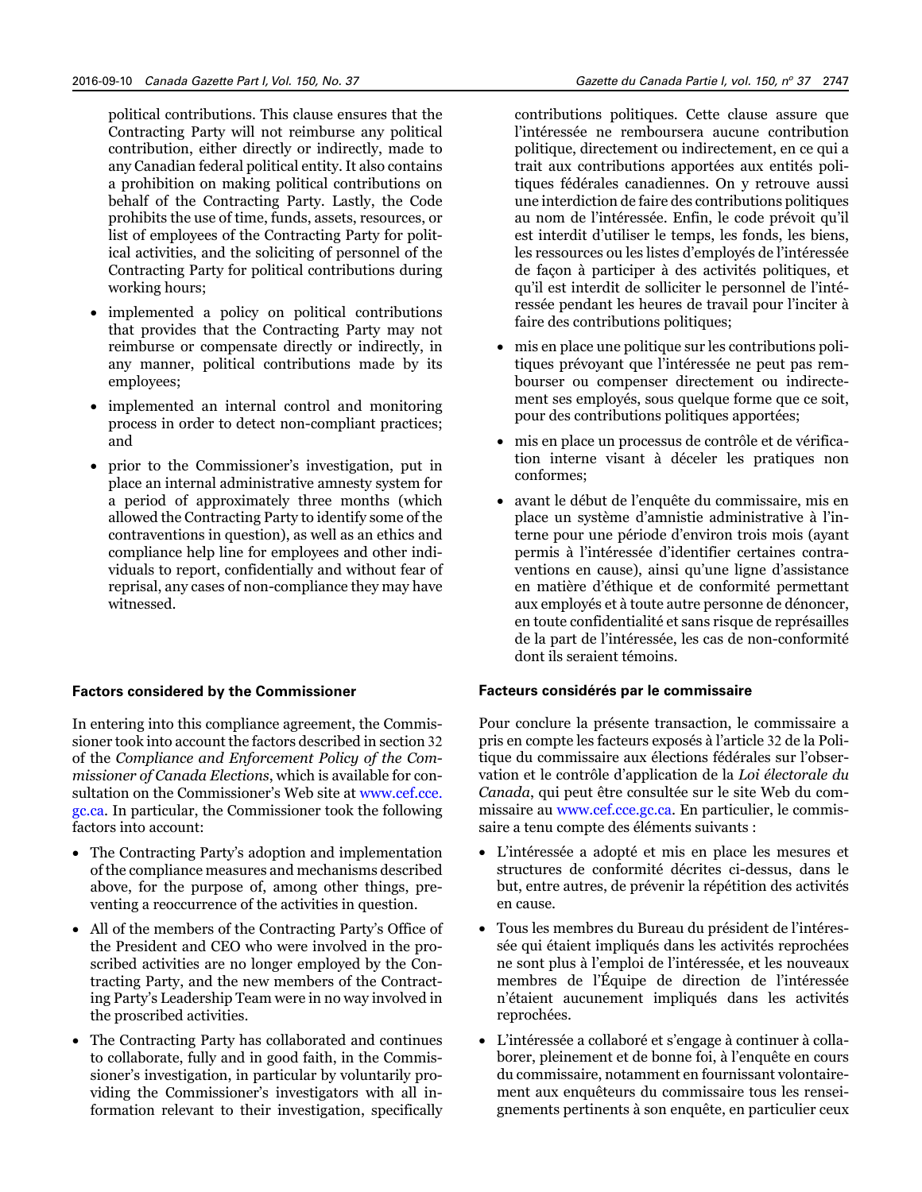political contributions. This clause ensures that the Contracting Party will not reimburse any political contribution, either directly or indirectly, made to any Canadian federal political entity. It also contains a prohibition on making political contributions on behalf of the Contracting Party. Lastly, the Code prohibits the use of time, funds, assets, resources, or list of employees of the Contracting Party for political activities, and the soliciting of personnel of the Contracting Party for political contributions during working hours;

- implemented a policy on political contributions that provides that the Contracting Party may not reimburse or compensate directly or indirectly, in any manner, political contributions made by its employees;
- implemented an internal control and monitoring process in order to detect non-compliant practices; and
- prior to the Commissioner's investigation, put in place an internal administrative amnesty system for a period of approximately three months (which allowed the Contracting Party to identify some of the contraventions in question), as well as an ethics and compliance help line for employees and other individuals to report, confidentially and without fear of reprisal, any cases of non-compliance they may have witnessed.

### Factors considered by the Commissioner

In entering into this compliance agreement, the Commissioner took into account the factors described in section 32 of the *Compliance and Enforcement Policy of the Commissioner of Canada Elections*, which is available for consultation on the Commissioner's Web site at www.cef.cce.gc.ca. In particular, the Commissioner took the following factors into account:

- The Contracting Party's adoption and implementation of the compliance measures and mechanisms described above, for the purpose of, among other things, preventing a reoccurrence of the activities in question.
- All of the members of the Contracting Party's Office of the President and CEO who were involved in the proscribed activities are no longer employed by the Contracting Party, and the new members of the Contracting Party's Leadership Team were in no way involved in the proscribed activities.
- The Contracting Party has collaborated and continues to collaborate, fully and in good faith, in the Commissioner's investigation, in particular by voluntarily providing the Commissioner's investigators with all information relevant to their investigation, specifically

contributions politiques. Cette clause assure que l'intéressée ne remboursera aucune contribution politique, directement ou indirectement, en ce qui a trait aux contributions apportées aux entités politiques fédérales canadiennes. On y retrouve aussi une interdiction de faire des contributions politiques au nom de l'intéressée. Enfin, le code prévoit qu'il est interdit d'utiliser le temps, les fonds, les biens, les ressources ou les listes d'employés de l'intéressée de façon à participer à des activités politiques, et qu'il est interdit de solliciter le personnel de l'intéressée pendant les heures de travail pour l'inciter à faire des contributions politiques;

- mis en place une politique sur les contributions politiques prévoyant que l'intéressée ne peut pas rembourser ou compenser directement ou indirectement ses employés, sous quelque forme que ce soit, pour des contributions politiques apportées;
- mis en place un processus de contrôle et de vérification interne visant à déceler les pratiques non conformes;
- avant le début de l'enquête du commissaire, mis en place un système d'amnistie administrative à l'interne pour une période d'environ trois mois (ayant permis à l'intéressée d'identifier certaines contraventions en cause), ainsi qu'une ligne d'assistance en matière d'éthique et de conformité permettant aux employés et à toute autre personne de dénoncer, en toute confidentialité et sans risque de représailles de la part de l'intéressée, les cas de non-conformité dont ils seraient témoins.

### Facteurs considérés par le commissaire

Pour conclure la présente transaction, le commissaire a pris en compte les facteurs exposés à l'article 32 de la Politique du commissaire aux élections fédérales sur l'observation et le contrôle d'application de la *Loi électorale du Canada*, qui peut être consultée sur le site Web du commissaire au www.cef.cce.gc.ca. En particulier, le commissaire a tenu compte des éléments suivants :

- L'intéressée a adopté et mis en place les mesures et structures de conformité décrites ci-dessus, dans le but, entre autres, de prévenir la répétition des activités en cause.
- Tous les membres du Bureau du président de l'intéressée qui étaient impliqués dans les activités reprochées ne sont plus à l'emploi de l'intéressée, et les nouveaux membres de l'Équipe de direction de l'intéressée n'étaient aucunement impliqués dans les activités reprochées.
- L'intéressée a collaboré et s'engage à continuer à collaborer, pleinement et de bonne foi, à l'enquête en cours du commissaire, notamment en fournissant volontairement aux enquêteurs du commissaire tous les renseignements pertinents à son enquête, en particulier ceux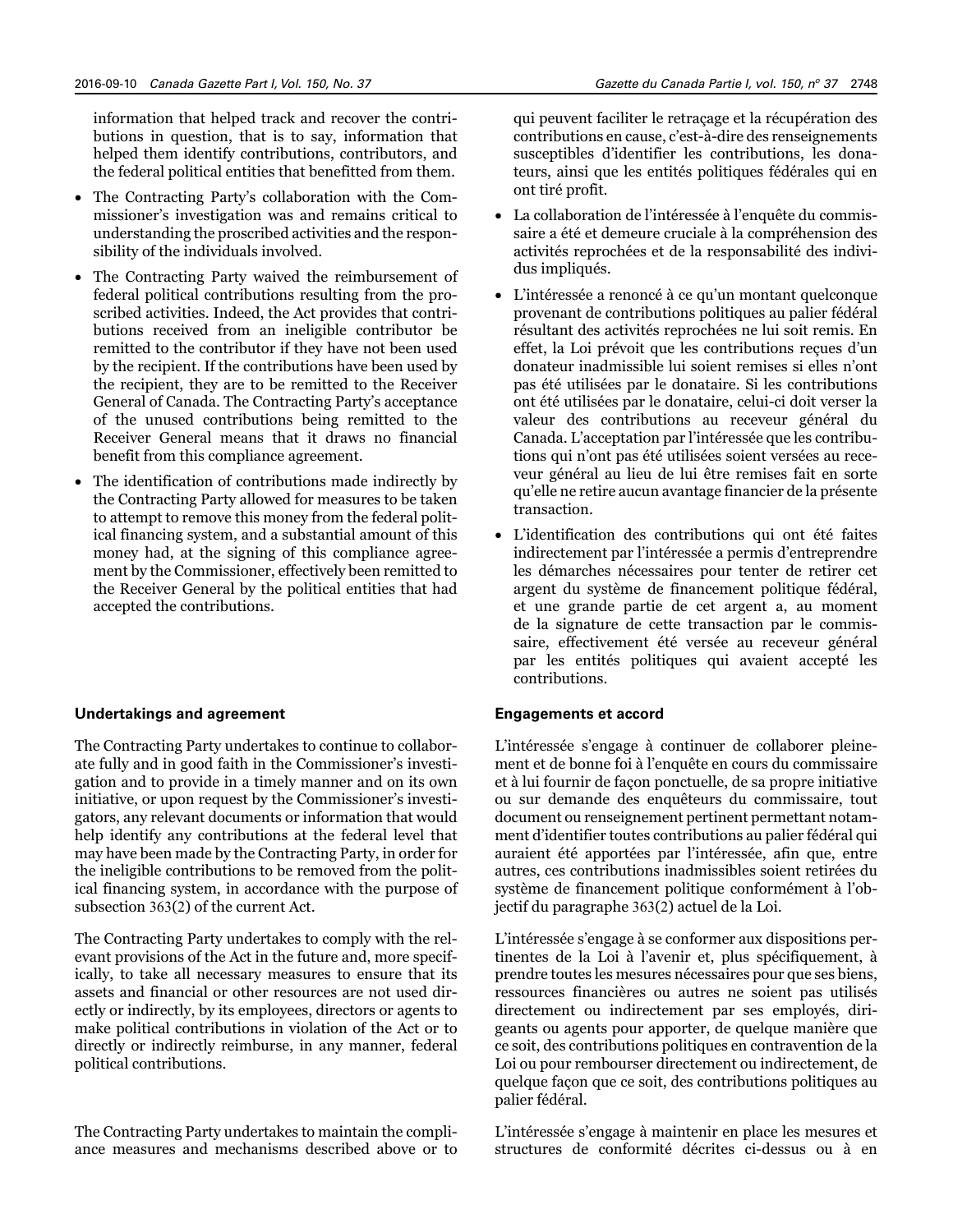information that helped track and recover the contributions in question, that is to say, information that helped them identify contributions, contributors, and the federal political entities that benefitted from them.

- The Contracting Party's collaboration with the Commissioner's investigation was and remains critical to understanding the proscribed activities and the responsibility of the individuals involved.
- The Contracting Party waived the reimbursement of federal political contributions resulting from the proscribed activities. Indeed, the Act provides that contributions received from an ineligible contributor be remitted to the contributor if they have not been used by the recipient. If the contributions have been used by the recipient, they are to be remitted to the Receiver General of Canada. The Contracting Party's acceptance of the unused contributions being remitted to the Receiver General means that it draws no financial benefit from this compliance agreement.
- The identification of contributions made indirectly by the Contracting Party allowed for measures to be taken to attempt to remove this money from the federal political financing system, and a substantial amount of this money had, at the signing of this compliance agreement by the Commissioner, effectively been remitted to the Receiver General by the political entities that had accepted the contributions.

### Undertakings and agreement

The Contracting Party undertakes to continue to collaborate fully and in good faith in the Commissioner's investigation and to provide in a timely manner and on its own initiative, or upon request by the Commissioner's investigators, any relevant documents or information that would help identify any contributions at the federal level that may have been made by the Contracting Party, in order for the ineligible contributions to be removed from the political financing system, in accordance with the purpose of subsection 363(2) of the current Act.

The Contracting Party undertakes to comply with the relevant provisions of the Act in the future and, more specifically, to take all necessary measures to ensure that its assets and financial or other resources are not used directly or indirectly, by its employees, directors or agents to make political contributions in violation of the Act or to directly or indirectly reimburse, in any manner, federal political contributions.

The Contracting Party undertakes to maintain the compliance measures and mechanisms described above or to

qui peuvent faciliter le retraçage et la récupération des contributions en cause, c'est-à-dire des renseignements susceptibles d'identifier les contributions, les donateurs, ainsi que les entités politiques fédérales qui en ont tiré profit.

- La collaboration de l'intéressée à l'enquête du commissaire a été et demeure cruciale à la compréhension des activités reprochées et de la responsabilité des individus impliqués.
- L'intéressée a renoncé à ce qu'un montant quelconque provenant de contributions politiques au palier fédéral résultant des activités reprochées ne lui soit remis. En effet, la Loi prévoit que les contributions reçues d'un donateur inadmissible lui soient remises si elles n'ont pas été utilisées par le donataire. Si les contributions ont été utilisées par le donataire, celui-ci doit verser la valeur des contributions au receveur général du Canada. L'acceptation par l'intéressée que les contributions qui n'ont pas été utilisées soient versées au receveur général au lieu de lui être remises fait en sorte qu'elle ne retire aucun avantage financier de la présente transaction.
- L'identification des contributions qui ont été faites indirectement par l'intéressée a permis d'entreprendre les démarches nécessaires pour tenter de retirer cet argent du système de financement politique fédéral, et une grande partie de cet argent a, au moment de la signature de cette transaction par le commissaire, effectivement été versée au receveur général par les entités politiques qui avaient accepté les contributions.

### Engagements et accord

L'intéressée s'engage à continuer de collaborer pleinement et de bonne foi à l'enquête en cours du commissaire et à lui fournir de façon ponctuelle, de sa propre initiative ou sur demande des enquêteurs du commissaire, tout document ou renseignement pertinent permettant notamment d'identifier toutes contributions au palier fédéral qui auraient été apportées par l'intéressée, afin que, entre autres, ces contributions inadmissibles soient retirées du système de financement politique conformément à l'objectif du paragraphe 363(2) actuel de la Loi.

L'intéressée s'engage à se conformer aux dispositions pertinentes de la Loi à l'avenir et, plus spécifiquement, à prendre toutes les mesures nécessaires pour que ses biens, ressources financières ou autres ne soient pas utilisés directement ou indirectement par ses employés, dirigeants ou agents pour apporter, de quelque manière que ce soit, des contributions politiques en contravention de la Loi ou pour rembourser directement ou indirectement, de quelque façon que ce soit, des contributions politiques au palier fédéral.

L'intéressée s'engage à maintenir en place les mesures et structures de conformité décrites ci-dessus ou à en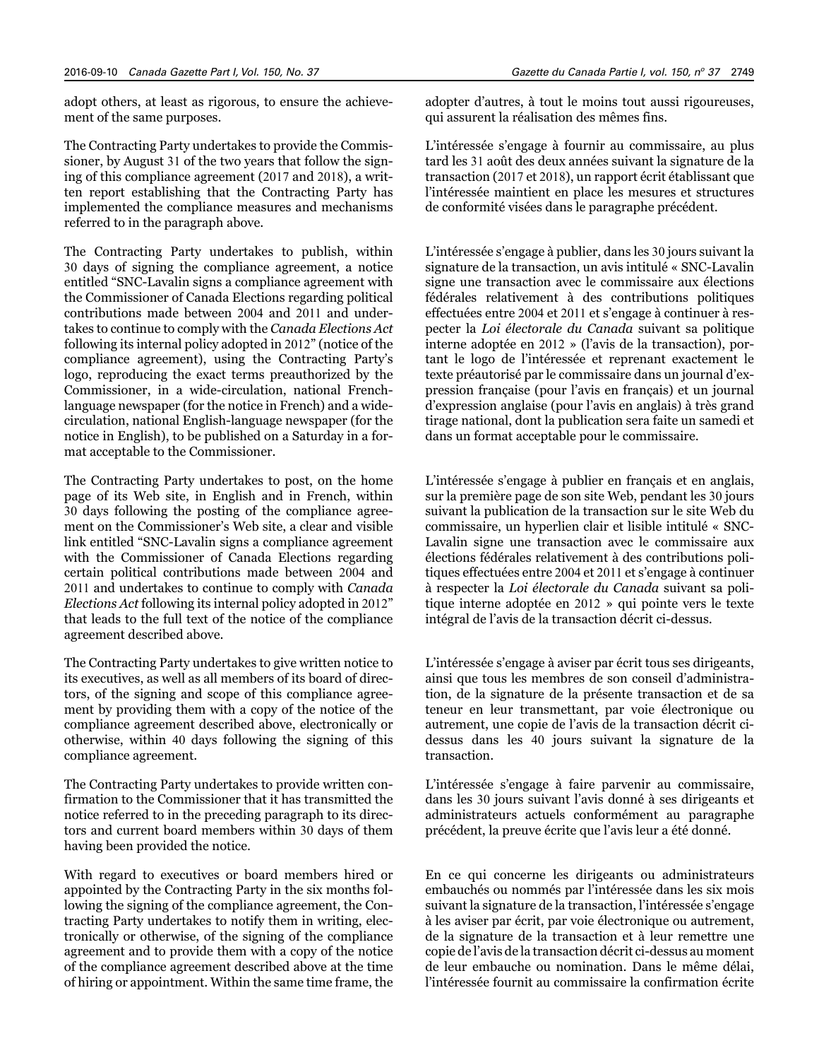adopt others, at least as rigorous, to ensure the achievement of the same purposes.

The Contracting Party undertakes to provide the Commissioner, by August 31 of the two years that follow the signing of this compliance agreement (2017 and 2018), a written report establishing that the Contracting Party has implemented the compliance measures and mechanisms referred to in the paragraph above.

The Contracting Party undertakes to publish, within 30 days of signing the compliance agreement, a notice entitled "SNC-Lavalin signs a compliance agreement with the Commissioner of Canada Elections regarding political contributions made between 2004 and 2011 and undertakes to continue to comply with the *Canada Elections Act* following its internal policy adopted in 2012" (notice of the compliance agreement), using the Contracting Party's logo, reproducing the exact terms preauthorized by the Commissioner, in a wide-circulation, national French-language newspaper (for the notice in French) and a wide-circulation, national English-language newspaper (for the notice in English), to be published on a Saturday in a format acceptable to the Commissioner.

The Contracting Party undertakes to post, on the home page of its Web site, in English and in French, within 30 days following the posting of the compliance agreement on the Commissioner's Web site, a clear and visible link entitled "SNC-Lavalin signs a compliance agreement with the Commissioner of Canada Elections regarding certain political contributions made between 2004 and 2011 and undertakes to continue to comply with *Canada Elections Act* following its internal policy adopted in 2012" that leads to the full text of the notice of the compliance agreement described above.

The Contracting Party undertakes to give written notice to its executives, as well as all members of its board of directors, of the signing and scope of this compliance agreement by providing them with a copy of the notice of the compliance agreement described above, electronically or otherwise, within 40 days following the signing of this compliance agreement.

The Contracting Party undertakes to provide written confirmation to the Commissioner that it has transmitted the notice referred to in the preceding paragraph to its directors and current board members within 30 days of them having been provided the notice.

With regard to executives or board members hired or appointed by the Contracting Party in the six months following the signing of the compliance agreement, the Contracting Party undertakes to notify them in writing, electronically or otherwise, of the signing of the compliance agreement and to provide them with a copy of the notice of the compliance agreement described above at the time of hiring or appointment. Within the same time frame, the

adopter d'autres, à tout le moins tout aussi rigoureuses, qui assurent la réalisation des mêmes fins.

L'intéressée s'engage à fournir au commissaire, au plus tard les 31 août des deux années suivant la signature de la transaction (2017 et 2018), un rapport écrit établissant que l'intéressée maintient en place les mesures et structures de conformité visées dans le paragraphe précédent.

L'intéressée s'engage à publier, dans les 30 jours suivant la signature de la transaction, un avis intitulé « SNC-Lavalin signe une transaction avec le commissaire aux élections fédérales relativement à des contributions politiques effectuées entre 2004 et 2011 et s'engage à continuer à respecter la *Loi électorale du Canada* suivant sa politique interne adoptée en 2012 » (l'avis de la transaction), portant le logo de l'intéressée et reprenant exactement le texte préautorisé par le commissaire dans un journal d'expression française (pour l'avis en français) et un journal d'expression anglaise (pour l'avis en anglais) à très grand tirage national, dont la publication sera faite un samedi et dans un format acceptable pour le commissaire.

L'intéressée s'engage à publier en français et en anglais, sur la première page de son site Web, pendant les 30 jours suivant la publication de la transaction sur le site Web du commissaire, un hyperlien clair et lisible intitulé « SNC-Lavalin signe une transaction avec le commissaire aux élections fédérales relativement à des contributions politiques effectuées entre 2004 et 2011 et s'engage à continuer à respecter la *Loi électorale du Canada* suivant sa politique interne adoptée en 2012 » qui pointe vers le texte intégral de l'avis de la transaction décrit ci-dessus.

L'intéressée s'engage à aviser par écrit tous ses dirigeants, ainsi que tous les membres de son conseil d'administration, de la signature de la présente transaction et de sa teneur en leur transmettant, par voie électronique ou autrement, une copie de l'avis de la transaction décrit ci-dessus dans les 40 jours suivant la signature de la transaction.

L'intéressée s'engage à faire parvenir au commissaire, dans les 30 jours suivant l'avis donné à ses dirigeants et administrateurs actuels conformément au paragraphe précédent, la preuve écrite que l'avis leur a été donné.

En ce qui concerne les dirigeants ou administrateurs embauchés ou nommés par l'intéressée dans les six mois suivant la signature de la transaction, l'intéressée s'engage à les aviser par écrit, par voie électronique ou autrement, de la signature de la transaction et à leur remettre une copie de l'avis de la transaction décrit ci-dessus au moment de leur embauche ou nomination. Dans le même délai, l'intéressée fournit au commissaire la confirmation écrite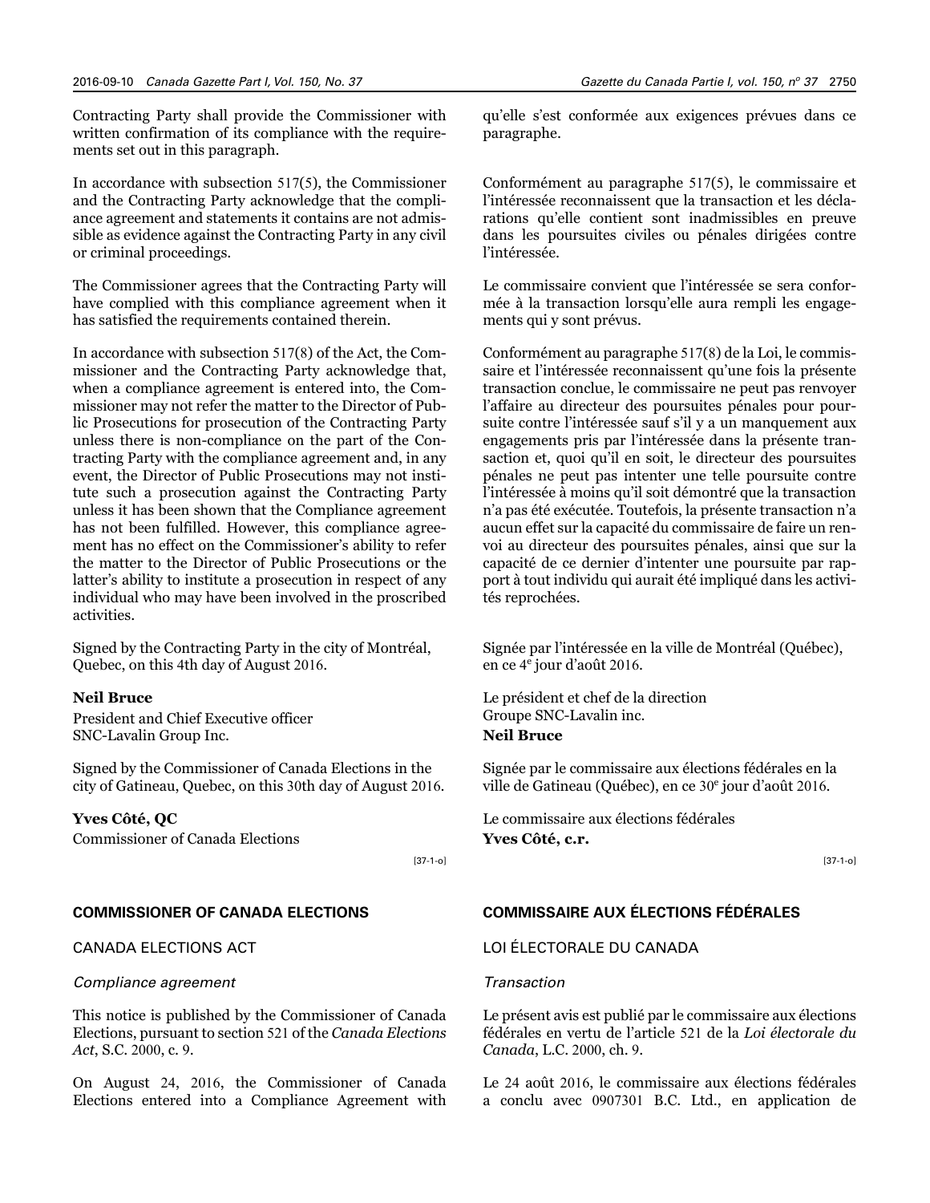Contracting Party shall provide the Commissioner with written confirmation of its compliance with the requirements set out in this paragraph.

In accordance with subsection 517(5), the Commissioner and the Contracting Party acknowledge that the compliance agreement and statements it contains are not admissible as evidence against the Contracting Party in any civil or criminal proceedings.

The Commissioner agrees that the Contracting Party will have complied with this compliance agreement when it has satisfied the requirements contained therein.

In accordance with subsection 517(8) of the Act, the Commissioner and the Contracting Party acknowledge that, when a compliance agreement is entered into, the Commissioner may not refer the matter to the Director of Public Prosecutions for prosecution of the Contracting Party unless there is non-compliance on the part of the Contracting Party with the compliance agreement and, in any event, the Director of Public Prosecutions may not institute such a prosecution against the Contracting Party unless it has been shown that the Compliance agreement has not been fulfilled. However, this compliance agreement has no effect on the Commissioner's ability to refer the matter to the Director of Public Prosecutions or the latter's ability to institute a prosecution in respect of any individual who may have been involved in the proscribed activities.

Signed by the Contracting Party in the city of Montréal, Quebec, on this 4th day of August 2016.

**Neil Bruce**
President and Chief Executive officer
SNC-Lavalin Group Inc.

Signed by the Commissioner of Canada Elections in the city of Gatineau, Quebec, on this 30th day of August 2016.

**Yves Côté, QC**
Commissioner of Canada Elections

[37-1-o]

qu'elle s'est conformée aux exigences prévues dans ce paragraphe.

Conformément au paragraphe 517(5), le commissaire et l'intéressée reconnaissent que la transaction et les déclarations qu'elle contient sont inadmissibles en preuve dans les poursuites civiles ou pénales dirigées contre l'intéressée.

Le commissaire convient que l'intéressée se sera conformée à la transaction lorsqu'elle aura rempli les engagements qui y sont prévus.

Conformément au paragraphe 517(8) de la Loi, le commissaire et l'intéressée reconnaissent qu'une fois la présente transaction conclue, le commissaire ne peut pas renvoyer l'affaire au directeur des poursuites pénales pour poursuite contre l'intéressée sauf s'il y a un manquement aux engagements pris par l'intéressée dans la présente transaction et, quoi qu'il en soit, le directeur des poursuites pénales ne peut pas intenter une telle poursuite contre l'intéressée à moins qu'il soit démontré que la transaction n'a pas été exécutée. Toutefois, la présente transaction n'a aucun effet sur la capacité du commissaire de faire un renvoi au directeur des poursuites pénales, ainsi que sur la capacité de ce dernier d'intenter une poursuite par rapport à tout individu qui aurait été impliqué dans les activités reprochées.

Signée par l'intéressée en la ville de Montréal (Québec), en ce 4e jour d'août 2016.

Le président et chef de la direction
Groupe SNC-Lavalin inc.
**Neil Bruce**

Signée par le commissaire aux élections fédérales en la ville de Gatineau (Québec), en ce 30e jour d'août 2016.

Le commissaire aux élections fédérales
**Yves Côté, c.r.**

[37-1-o]

## COMMISSIONER OF CANADA ELECTIONS

### CANADA ELECTIONS ACT

*Compliance agreement*

This notice is published by the Commissioner of Canada Elections, pursuant to section 521 of the *Canada Elections Act*, S.C. 2000, c. 9.

On August 24, 2016, the Commissioner of Canada Elections entered into a Compliance Agreement with

## COMMISSAIRE AUX ÉLECTIONS FÉDÉRALES

### LOI ÉLECTORALE DU CANADA

*Transaction*

Le présent avis est publié par le commissaire aux élections fédérales en vertu de l'article 521 de la *Loi électorale du Canada*, L.C. 2000, ch. 9.

Le 24 août 2016, le commissaire aux élections fédérales a conclu avec 0907301 B.C. Ltd., en application de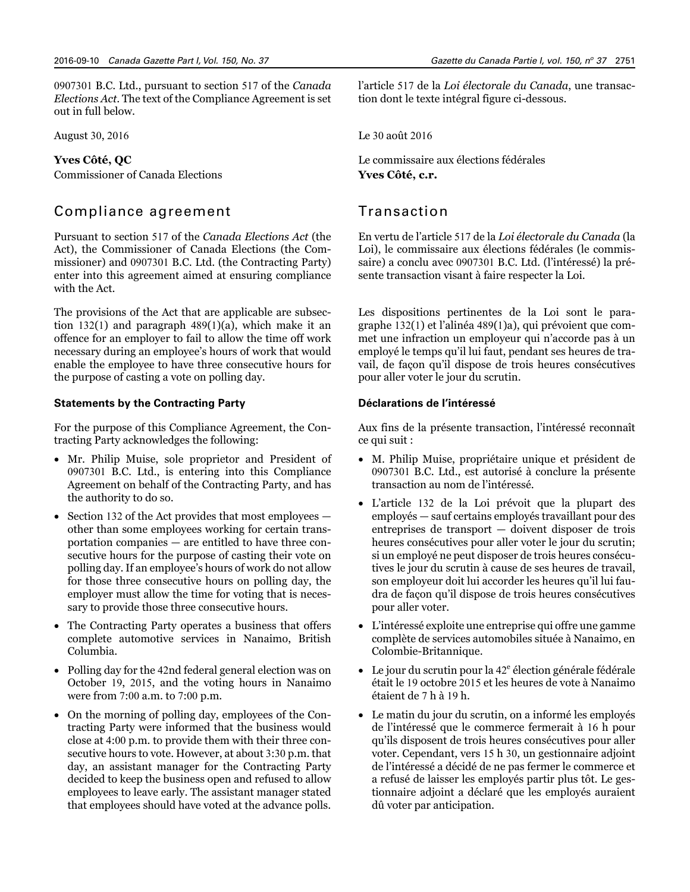0907301 B.C. Ltd., pursuant to section 517 of the *Canada Elections Act*. The text of the Compliance Agreement is set out in full below.

August 30, 2016

**Yves Côté, QC**
Commissioner of Canada Elections

## Compliance agreement

Pursuant to section 517 of the *Canada Elections Act* (the Act), the Commissioner of Canada Elections (the Commissioner) and 0907301 B.C. Ltd. (the Contracting Party) enter into this agreement aimed at ensuring compliance with the Act.

The provisions of the Act that are applicable are subsection 132(1) and paragraph 489(1)(a), which make it an offence for an employer to fail to allow the time off work necessary during an employee's hours of work that would enable the employee to have three consecutive hours for the purpose of casting a vote on polling day.

### Statements by the Contracting Party

For the purpose of this Compliance Agreement, the Contracting Party acknowledges the following:

- Mr. Philip Muise, sole proprietor and President of 0907301 B.C. Ltd., is entering into this Compliance Agreement on behalf of the Contracting Party, and has the authority to do so.
- Section 132 of the Act provides that most employees — other than some employees working for certain transportation companies — are entitled to have three consecutive hours for the purpose of casting their vote on polling day. If an employee's hours of work do not allow for those three consecutive hours on polling day, the employer must allow the time for voting that is necessary to provide those three consecutive hours.
- The Contracting Party operates a business that offers complete automotive services in Nanaimo, British Columbia.
- Polling day for the 42nd federal general election was on October 19, 2015, and the voting hours in Nanaimo were from 7:00 a.m. to 7:00 p.m.
- On the morning of polling day, employees of the Contracting Party were informed that the business would close at 4:00 p.m. to provide them with their three consecutive hours to vote. However, at about 3:30 p.m. that day, an assistant manager for the Contracting Party decided to keep the business open and refused to allow employees to leave early. The assistant manager stated that employees should have voted at the advance polls.

l'article 517 de la *Loi électorale du Canada*, une transaction dont le texte intégral figure ci-dessous.

Le 30 août 2016

Le commissaire aux élections fédérales
**Yves Côté, c.r.**

## Transaction

En vertu de l'article 517 de la *Loi électorale du Canada* (la Loi), le commissaire aux élections fédérales (le commissaire) a conclu avec 0907301 B.C. Ltd. (l'intéressé) la présente transaction visant à faire respecter la Loi.

Les dispositions pertinentes de la Loi sont le paragraphe 132(1) et l'alinéa 489(1)a), qui prévoient que commet une infraction un employeur qui n'accorde pas à un employé le temps qu'il lui faut, pendant ses heures de travail, de façon qu'il dispose de trois heures consécutives pour aller voter le jour du scrutin.

### Déclarations de l'intéressé

Aux fins de la présente transaction, l'intéressé reconnaît ce qui suit :

- M. Philip Muise, propriétaire unique et président de 0907301 B.C. Ltd., est autorisé à conclure la présente transaction au nom de l'intéressé.
- L'article 132 de la Loi prévoit que la plupart des employés — sauf certains employés travaillant pour des entreprises de transport — doivent disposer de trois heures consécutives pour aller voter le jour du scrutin; si un employé ne peut disposer de trois heures consécutives le jour du scrutin à cause de ses heures de travail, son employeur doit lui accorder les heures qu'il lui faudra de façon qu'il dispose de trois heures consécutives pour aller voter.
- L'intéressé exploite une entreprise qui offre une gamme complète de services automobiles située à Nanaimo, en Colombie-Britannique.
- Le jour du scrutin pour la 42e élection générale fédérale était le 19 octobre 2015 et les heures de vote à Nanaimo étaient de 7 h à 19 h.
- Le matin du jour du scrutin, on a informé les employés de l'intéressé que le commerce fermerait à 16 h pour qu'ils disposent de trois heures consécutives pour aller voter. Cependant, vers 15 h 30, un gestionnaire adjoint de l'intéressé a décidé de ne pas fermer le commerce et a refusé de laisser les employés partir plus tôt. Le gestionnaire adjoint a déclaré que les employés auraient dû voter par anticipation.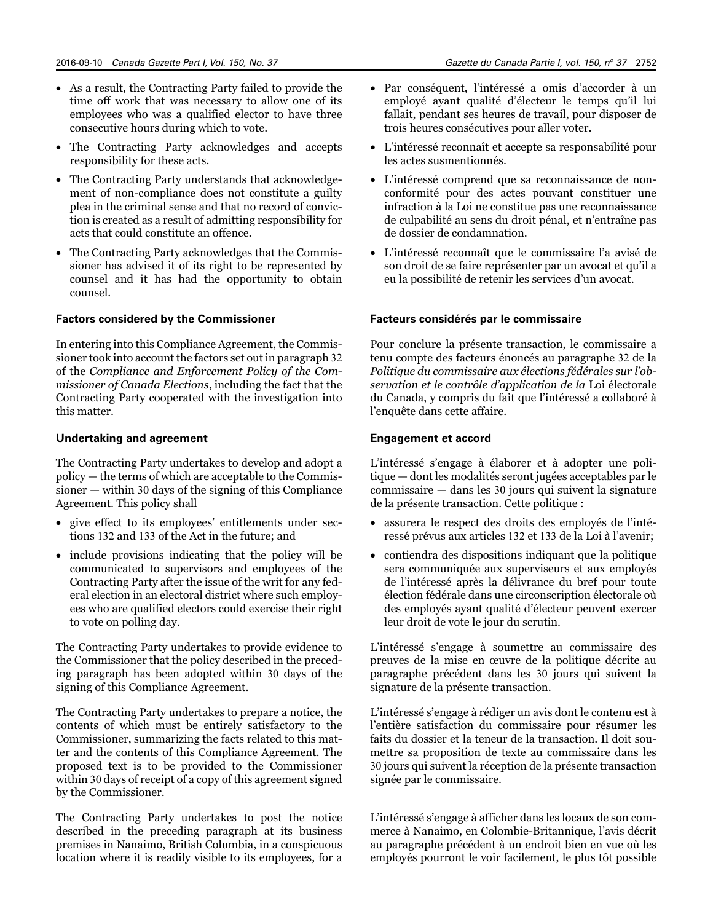- As a result, the Contracting Party failed to provide the time off work that was necessary to allow one of its employees who was a qualified elector to have three consecutive hours during which to vote.
- The Contracting Party acknowledges and accepts responsibility for these acts.
- The Contracting Party understands that acknowledgement of non-compliance does not constitute a guilty plea in the criminal sense and that no record of conviction is created as a result of admitting responsibility for acts that could constitute an offence.
- The Contracting Party acknowledges that the Commissioner has advised it of its right to be represented by counsel and it has had the opportunity to obtain counsel.

**Factors considered by the Commissioner**

In entering into this Compliance Agreement, the Commissioner took into account the factors set out in paragraph 32 of the *Compliance and Enforcement Policy of the Commissioner of Canada Elections*, including the fact that the Contracting Party cooperated with the investigation into this matter.

**Undertaking and agreement**

The Contracting Party undertakes to develop and adopt a policy — the terms of which are acceptable to the Commissioner — within 30 days of the signing of this Compliance Agreement. This policy shall

- give effect to its employees' entitlements under sections 132 and 133 of the Act in the future; and
- include provisions indicating that the policy will be communicated to supervisors and employees of the Contracting Party after the issue of the writ for any federal election in an electoral district where such employees who are qualified electors could exercise their right to vote on polling day.

The Contracting Party undertakes to provide evidence to the Commissioner that the policy described in the preceding paragraph has been adopted within 30 days of the signing of this Compliance Agreement.

The Contracting Party undertakes to prepare a notice, the contents of which must be entirely satisfactory to the Commissioner, summarizing the facts related to this matter and the contents of this Compliance Agreement. The proposed text is to be provided to the Commissioner within 30 days of receipt of a copy of this agreement signed by the Commissioner.

The Contracting Party undertakes to post the notice described in the preceding paragraph at its business premises in Nanaimo, British Columbia, in a conspicuous location where it is readily visible to its employees, for a

- Par conséquent, l'intéressé a omis d'accorder à un employé ayant qualité d'électeur le temps qu'il lui fallait, pendant ses heures de travail, pour disposer de trois heures consécutives pour aller voter.
- L'intéressé reconnaît et accepte sa responsabilité pour les actes susmentionnés.
- L'intéressé comprend que sa reconnaissance de non-conformité pour des actes pouvant constituer une infraction à la Loi ne constitue pas une reconnaissance de culpabilité au sens du droit pénal, et n'entraîne pas de dossier de condamnation.
- L'intéressé reconnaît que le commissaire l'a avisé de son droit de se faire représenter par un avocat et qu'il a eu la possibilité de retenir les services d'un avocat.

**Facteurs considérés par le commissaire**

Pour conclure la présente transaction, le commissaire a tenu compte des facteurs énoncés au paragraphe 32 de la *Politique du commissaire aux élections fédérales sur l'observation et le contrôle d'application de la* Loi électorale du Canada, y compris du fait que l'intéressé a collaboré à l'enquête dans cette affaire.

**Engagement et accord**

L'intéressé s'engage à élaborer et à adopter une politique — dont les modalités seront jugées acceptables par le commissaire — dans les 30 jours qui suivent la signature de la présente transaction. Cette politique :

- assurera le respect des droits des employés de l'intéressé prévus aux articles 132 et 133 de la Loi à l'avenir;
- contiendra des dispositions indiquant que la politique sera communiquée aux superviseurs et aux employés de l'intéressé après la délivrance du bref pour toute élection fédérale dans une circonscription électorale où des employés ayant qualité d'électeur peuvent exercer leur droit de vote le jour du scrutin.

L'intéressé s'engage à soumettre au commissaire des preuves de la mise en œuvre de la politique décrite au paragraphe précédent dans les 30 jours qui suivent la signature de la présente transaction.

L'intéressé s'engage à rédiger un avis dont le contenu est à l'entière satisfaction du commissaire pour résumer les faits du dossier et la teneur de la transaction. Il doit soumettre sa proposition de texte au commissaire dans les 30 jours qui suivent la réception de la présente transaction signée par le commissaire.

L'intéressé s'engage à afficher dans les locaux de son commerce à Nanaimo, en Colombie-Britannique, l'avis décrit au paragraphe précédent à un endroit bien en vue où les employés pourront le voir facilement, le plus tôt possible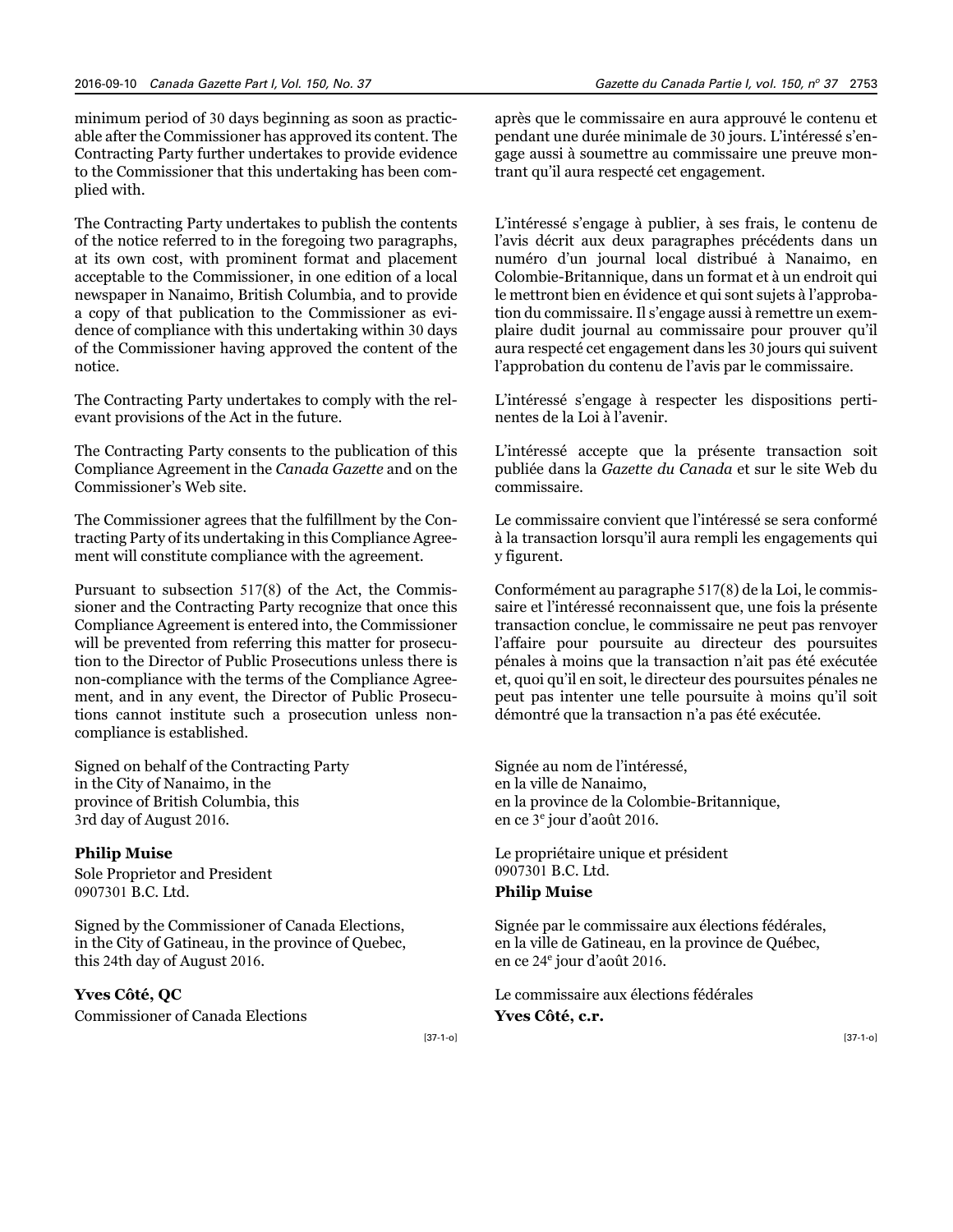minimum period of 30 days beginning as soon as practicable after the Commissioner has approved its content. The Contracting Party further undertakes to provide evidence to the Commissioner that this undertaking has been complied with.

The Contracting Party undertakes to publish the contents of the notice referred to in the foregoing two paragraphs, at its own cost, with prominent format and placement acceptable to the Commissioner, in one edition of a local newspaper in Nanaimo, British Columbia, and to provide a copy of that publication to the Commissioner as evidence of compliance with this undertaking within 30 days of the Commissioner having approved the content of the notice.

The Contracting Party undertakes to comply with the relevant provisions of the Act in the future.

The Contracting Party consents to the publication of this Compliance Agreement in the *Canada Gazette* and on the Commissioner's Web site.

The Commissioner agrees that the fulfillment by the Contracting Party of its undertaking in this Compliance Agreement will constitute compliance with the agreement.

Pursuant to subsection 517(8) of the Act, the Commissioner and the Contracting Party recognize that once this Compliance Agreement is entered into, the Commissioner will be prevented from referring this matter for prosecution to the Director of Public Prosecutions unless there is non-compliance with the terms of the Compliance Agreement, and in any event, the Director of Public Prosecutions cannot institute such a prosecution unless non-compliance is established.

Signed on behalf of the Contracting Party
in the City of Nanaimo, in the
province of British Columbia, this
3rd day of August 2016.

**Philip Muise**
Sole Proprietor and President
0907301 B.C. Ltd.

Signed by the Commissioner of Canada Elections,
in the City of Gatineau, in the province of Quebec,
this 24th day of August 2016.

**Yves Côté, QC**
Commissioner of Canada Elections

[37-1-o]

après que le commissaire en aura approuvé le contenu et pendant une durée minimale de 30 jours. L'intéressé s'engage aussi à soumettre au commissaire une preuve montrant qu'il aura respecté cet engagement.

L'intéressé s'engage à publier, à ses frais, le contenu de l'avis décrit aux deux paragraphes précédents dans un numéro d'un journal local distribué à Nanaimo, en Colombie-Britannique, dans un format et à un endroit qui le mettront bien en évidence et qui sont sujets à l'approbation du commissaire. Il s'engage aussi à remettre un exemplaire dudit journal au commissaire pour prouver qu'il aura respecté cet engagement dans les 30 jours qui suivent l'approbation du contenu de l'avis par le commissaire.

L'intéressé s'engage à respecter les dispositions pertinentes de la Loi à l'avenir.

L'intéressé accepte que la présente transaction soit publiée dans la *Gazette du Canada* et sur le site Web du commissaire.

Le commissaire convient que l'intéressé se sera conformé à la transaction lorsqu'il aura rempli les engagements qui y figurent.

Conformément au paragraphe 517(8) de la Loi, le commissaire et l'intéressé reconnaissent que, une fois la présente transaction conclue, le commissaire ne peut pas renvoyer l'affaire pour poursuite au directeur des poursuites pénales à moins que la transaction n'ait pas été exécutée et, quoi qu'il en soit, le directeur des poursuites pénales ne peut pas intenter une telle poursuite à moins qu'il soit démontré que la transaction n'a pas été exécutée.

Signée au nom de l'intéressé,
en la ville de Nanaimo,
en la province de la Colombie-Britannique,
en ce 3e jour d'août 2016.

Le propriétaire unique et président
0907301 B.C. Ltd.
**Philip Muise**

Signée par le commissaire aux élections fédérales,
en la ville de Gatineau, en la province de Québec,
en ce 24e jour d'août 2016.

Le commissaire aux élections fédérales
**Yves Côté, c.r.**

[37-1-o]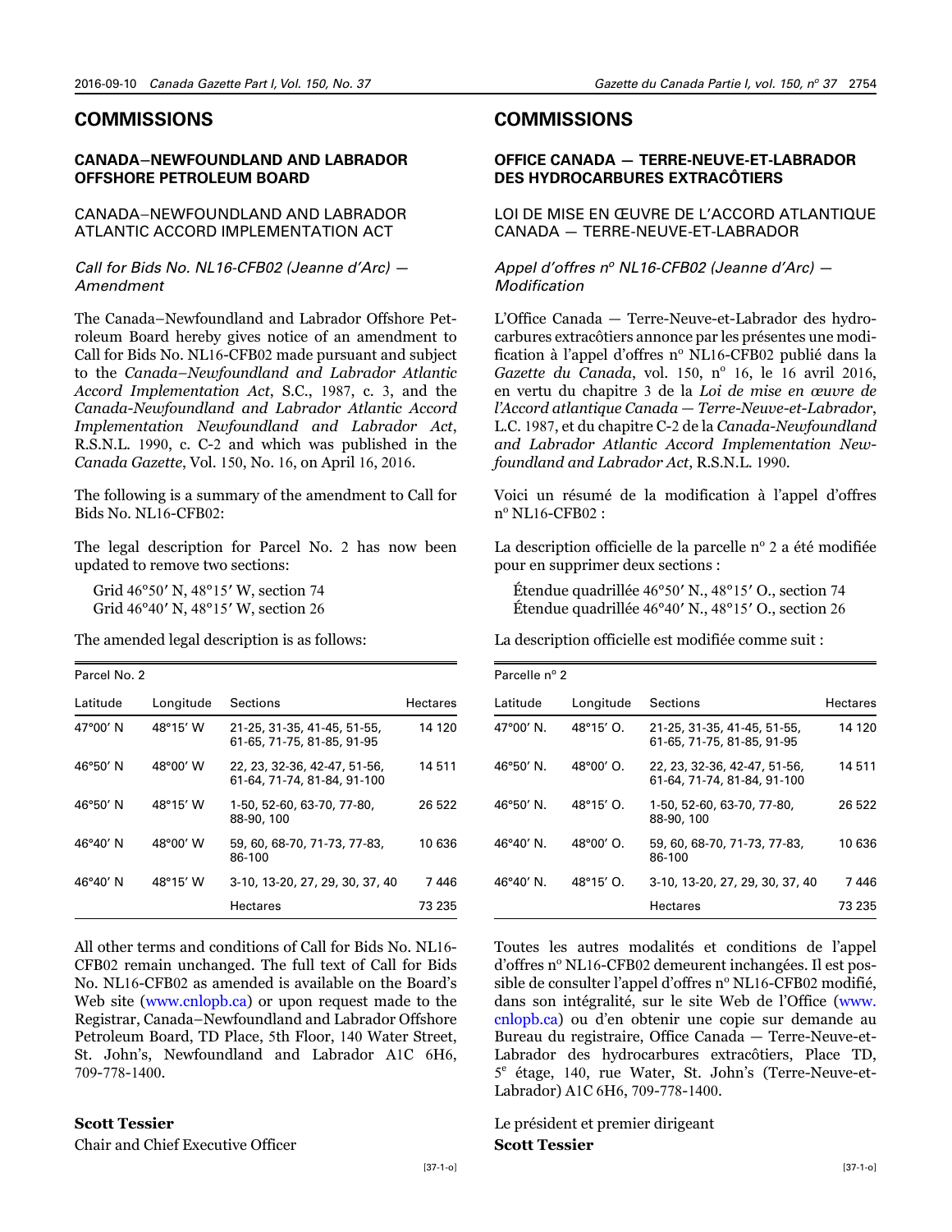# COMMISSIONS

## CANADA–NEWFOUNDLAND AND LABRADOR OFFSHORE PETROLEUM BOARD

### CANADA–NEWFOUNDLAND AND LABRADOR ATLANTIC ACCORD IMPLEMENTATION ACT

*Call for Bids No. NL16-CFB02 (Jeanne d'Arc) — Amendment*

The Canada–Newfoundland and Labrador Offshore Petroleum Board hereby gives notice of an amendment to Call for Bids No. NL16-CFB02 made pursuant and subject to the *Canada–Newfoundland and Labrador Atlantic Accord Implementation Act*, S.C., 1987, c. 3, and the *Canada-Newfoundland and Labrador Atlantic Accord Implementation Newfoundland and Labrador Act*, R.S.N.L. 1990, c. C-2 and which was published in the *Canada Gazette*, Vol. 150, No. 16, on April 16, 2016.

The following is a summary of the amendment to Call for Bids No. NL16-CFB02:

The legal description for Parcel No. 2 has now been updated to remove two sections:

Grid 46°50′ N, 48°15′ W, section 74
Grid 46°40′ N, 48°15′ W, section 26

The amended legal description is as follows:

| Parcel No. 2 | | | |
|---|---|---|---|
| Latitude | Longitude | Sections | Hectares |
| 47°00′ N | 48°15′ W | 21-25, 31-35, 41-45, 51-55, 61-65, 71-75, 81-85, 91-95 | 14 120 |
| 46°50′ N | 48°00′ W | 22, 23, 32-36, 42-47, 51-56, 61-64, 71-74, 81-84, 91-100 | 14 511 |
| 46°50′ N | 48°15′ W | 1-50, 52-60, 63-70, 77-80, 88-90, 100 | 26 522 |
| 46°40′ N | 48°00′ W | 59, 60, 68-70, 71-73, 77-83, 86-100 | 10 636 |
| 46°40′ N | 48°15′ W | 3-10, 13-20, 27, 29, 30, 37, 40 | 7 446 |
| | | Hectares | 73 235 |

All other terms and conditions of Call for Bids No. NL16-CFB02 remain unchanged. The full text of Call for Bids No. NL16-CFB02 as amended is available on the Board's Web site (www.cnlopb.ca) or upon request made to the Registrar, Canada–Newfoundland and Labrador Offshore Petroleum Board, TD Place, 5th Floor, 140 Water Street, St. John's, Newfoundland and Labrador A1C 6H6, 709-778-1400.

**Scott Tessier**
Chair and Chief Executive Officer

[37-1-o]

# COMMISSIONS

## OFFICE CANADA — TERRE-NEUVE-ET-LABRADOR DES HYDROCARBURES EXTRACÔTIERS

### LOI DE MISE EN ŒUVRE DE L'ACCORD ATLANTIQUE CANADA — TERRE-NEUVE-ET-LABRADOR

*Appel d'offres nº NL16-CFB02 (Jeanne d'Arc) — Modification*

L'Office Canada — Terre-Neuve-et-Labrador des hydrocarbures extracôtiers annonce par les présentes une modification à l'appel d'offres nº NL16-CFB02 publié dans la *Gazette du Canada*, vol. 150, nº 16, le 16 avril 2016, en vertu du chapitre 3 de la *Loi de mise en œuvre de l'Accord atlantique Canada — Terre-Neuve-et-Labrador*, L.C. 1987, et du chapitre C-2 de la *Canada-Newfoundland and Labrador Atlantic Accord Implementation Newfoundland and Labrador Act*, R.S.N.L. 1990.

Voici un résumé de la modification à l'appel d'offres nº NL16-CFB02 :

La description officielle de la parcelle nº 2 a été modifiée pour en supprimer deux sections :

Étendue quadrillée 46°50′ N., 48°15′ O., section 74
Étendue quadrillée 46°40′ N., 48°15′ O., section 26

La description officielle est modifiée comme suit :

| Parcelle nº 2 | | | |
|---|---|---|---|
| Latitude | Longitude | Sections | Hectares |
| 47°00′ N. | 48°15′ O. | 21-25, 31-35, 41-45, 51-55, 61-65, 71-75, 81-85, 91-95 | 14 120 |
| 46°50′ N. | 48°00′ O. | 22, 23, 32-36, 42-47, 51-56, 61-64, 71-74, 81-84, 91-100 | 14 511 |
| 46°50′ N. | 48°15′ O. | 1-50, 52-60, 63-70, 77-80, 88-90, 100 | 26 522 |
| 46°40′ N. | 48°00′ O. | 59, 60, 68-70, 71-73, 77-83, 86-100 | 10 636 |
| 46°40′ N. | 48°15′ O. | 3-10, 13-20, 27, 29, 30, 37, 40 | 7 446 |
| | | Hectares | 73 235 |

Toutes les autres modalités et conditions de l'appel d'offres nº NL16-CFB02 demeurent inchangées. Il est possible de consulter l'appel d'offres nº NL16-CFB02 modifié, dans son intégralité, sur le site Web de l'Office (www.cnlopb.ca) ou d'en obtenir une copie sur demande au Bureau du registraire, Office Canada — Terre-Neuve-et-Labrador des hydrocarbures extracôtiers, Place TD, 5e étage, 140, rue Water, St. John's (Terre-Neuve-et-Labrador) A1C 6H6, 709-778-1400.

Le président et premier dirigeant
**Scott Tessier**

[37-1-o]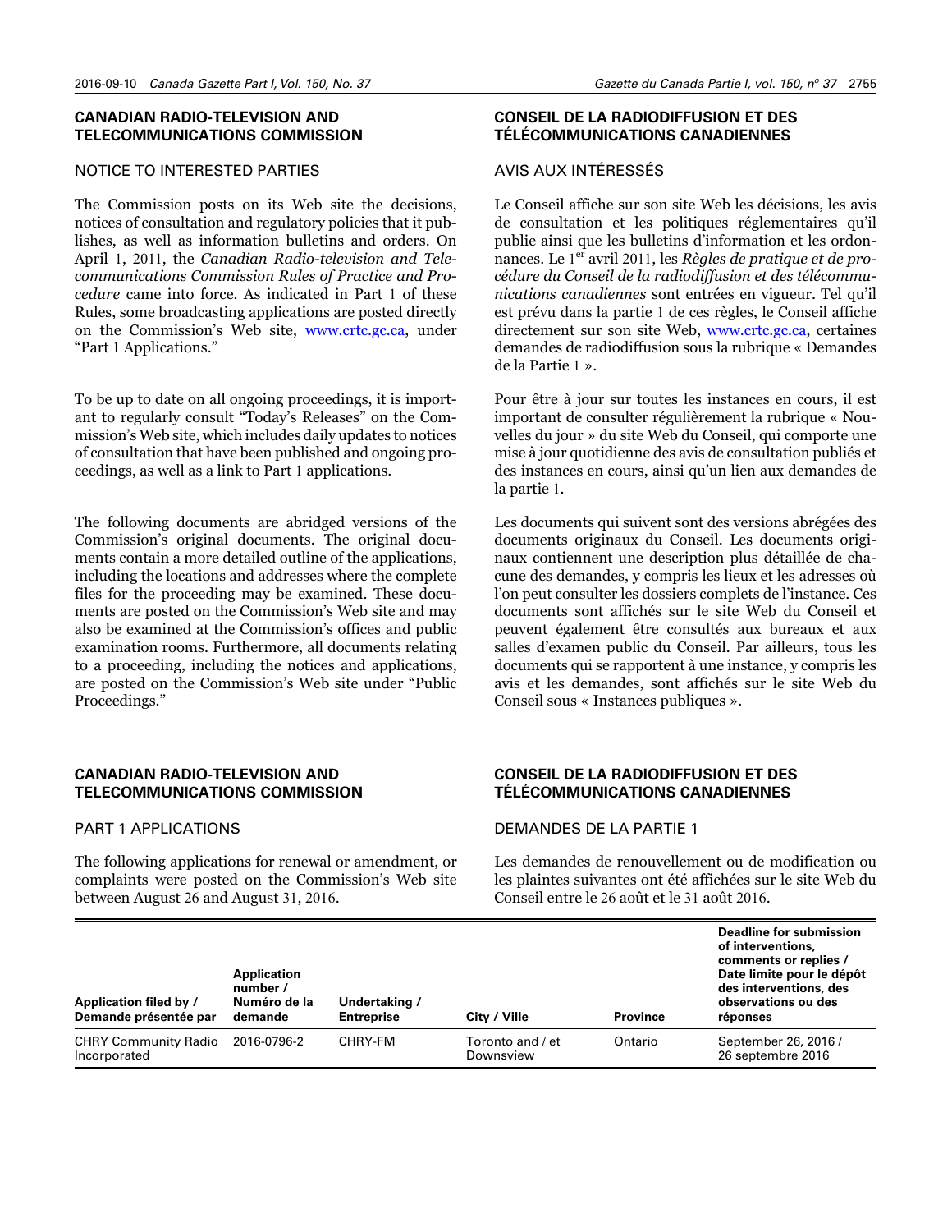## CANADIAN RADIO-TELEVISION AND TELECOMMUNICATIONS COMMISSION

### NOTICE TO INTERESTED PARTIES

The Commission posts on its Web site the decisions, notices of consultation and regulatory policies that it publishes, as well as information bulletins and orders. On April 1, 2011, the *Canadian Radio-television and Telecommunications Commission Rules of Practice and Procedure* came into force. As indicated in Part 1 of these Rules, some broadcasting applications are posted directly on the Commission's Web site, www.crtc.gc.ca, under "Part 1 Applications."

To be up to date on all ongoing proceedings, it is important to regularly consult "Today's Releases" on the Commission's Web site, which includes daily updates to notices of consultation that have been published and ongoing proceedings, as well as a link to Part 1 applications.

The following documents are abridged versions of the Commission's original documents. The original documents contain a more detailed outline of the applications, including the locations and addresses where the complete files for the proceeding may be examined. These documents are posted on the Commission's Web site and may also be examined at the Commission's offices and public examination rooms. Furthermore, all documents relating to a proceeding, including the notices and applications, are posted on the Commission's Web site under "Public Proceedings."

## CONSEIL DE LA RADIODIFFUSION ET DES TÉLÉCOMMUNICATIONS CANADIENNES

### AVIS AUX INTÉRESSÉS

Le Conseil affiche sur son site Web les décisions, les avis de consultation et les politiques réglementaires qu'il publie ainsi que les bulletins d'information et les ordonnances. Le 1er avril 2011, les *Règles de pratique et de procédure du Conseil de la radiodiffusion et des télécommunications canadiennes* sont entrées en vigueur. Tel qu'il est prévu dans la partie 1 de ces règles, le Conseil affiche directement sur son site Web, www.crtc.gc.ca, certaines demandes de radiodiffusion sous la rubrique « Demandes de la Partie 1 ».

Pour être à jour sur toutes les instances en cours, il est important de consulter régulièrement la rubrique « Nouvelles du jour » du site Web du Conseil, qui comporte une mise à jour quotidienne des avis de consultation publiés et des instances en cours, ainsi qu'un lien aux demandes de la partie 1.

Les documents qui suivent sont des versions abrégées des documents originaux du Conseil. Les documents originaux contiennent une description plus détaillée de chacune des demandes, y compris les lieux et les adresses où l'on peut consulter les dossiers complets de l'instance. Ces documents sont affichés sur le site Web du Conseil et peuvent également être consultés aux bureaux et aux salles d'examen public du Conseil. Par ailleurs, tous les documents qui se rapportent à une instance, y compris les avis et les demandes, sont affichés sur le site Web du Conseil sous « Instances publiques ».

## CANADIAN RADIO-TELEVISION AND TELECOMMUNICATIONS COMMISSION

### PART 1 APPLICATIONS

The following applications for renewal or amendment, or complaints were posted on the Commission's Web site between August 26 and August 31, 2016.

## CONSEIL DE LA RADIODIFFUSION ET DES TÉLÉCOMMUNICATIONS CANADIENNES

### DEMANDES DE LA PARTIE 1

Les demandes de renouvellement ou de modification ou les plaintes suivantes ont été affichées sur le site Web du Conseil entre le 26 août et le 31 août 2016.

| Application filed by / Demande présentée par | Application number / Numéro de la demande | Undertaking / Entreprise | City / Ville | Province | Deadline for submission of interventions, comments or replies / Date limite pour le dépôt des interventions, des observations ou des réponses |
|---|---|---|---|---|---|
| CHRY Community Radio Incorporated | 2016-0796-2 | CHRY-FM | Toronto and / et Downsview | Ontario | September 26, 2016 / 26 septembre 2016 |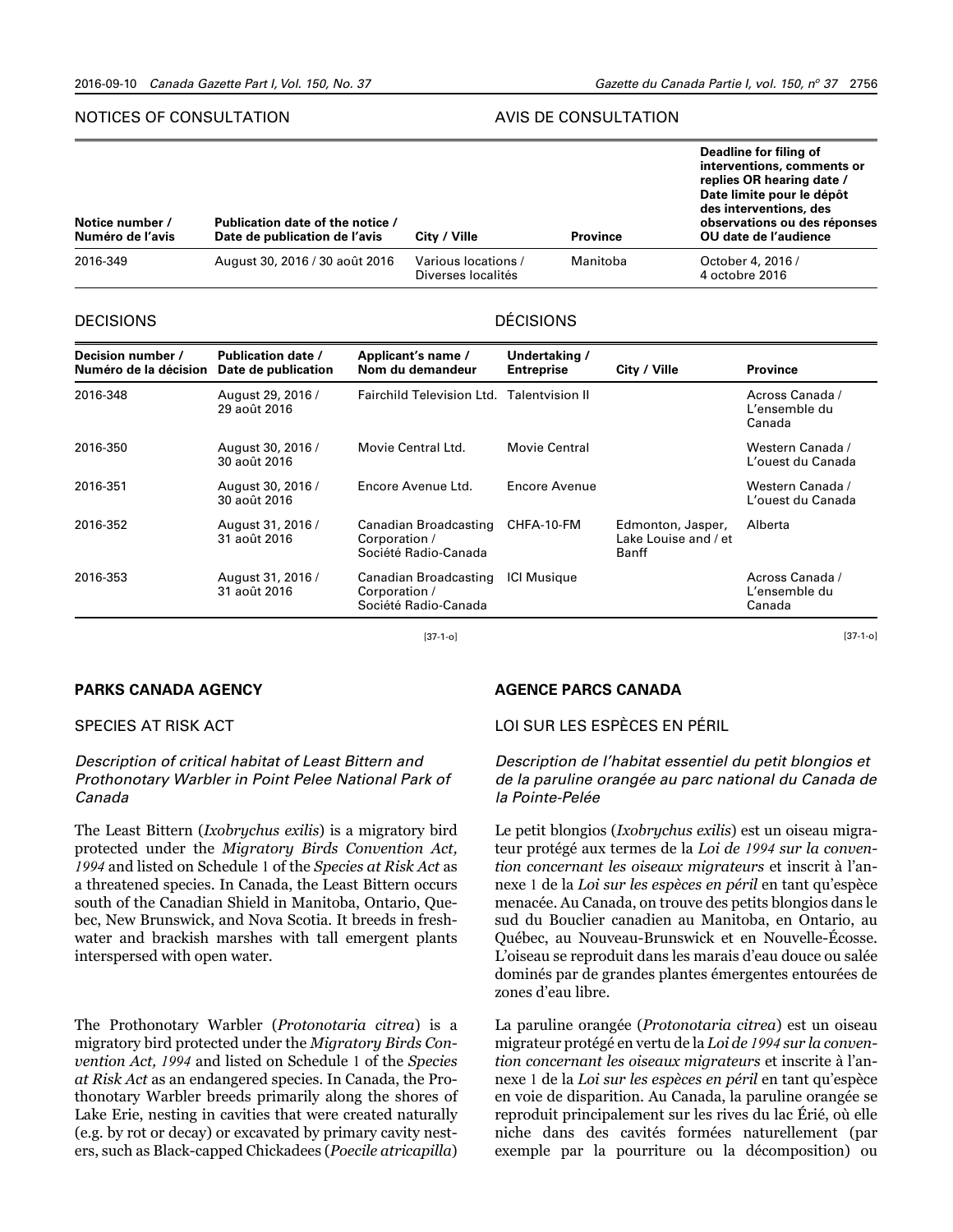## NOTICES OF CONSULTATION

## AVIS DE CONSULTATION

| Notice number / Numéro de l'avis | Publication date of the notice / Date de publication de l'avis | City / Ville | Province | Deadline for filing of interventions, comments or replies OR hearing date / Date limite pour le dépôt des interventions, des observations ou des réponses OU date de l'audience |
|---|---|---|---|---|
| 2016-349 | August 30, 2016 / 30 août 2016 | Various locations / Diverses localités | Manitoba | October 4, 2016 / 4 octobre 2016 |

## DECISIONS

## DÉCISIONS

| Decision number / Numéro de la décision | Publication date / Date de publication | Applicant's name / Nom du demandeur | Undertaking / Entreprise | City / Ville | Province |
|---|---|---|---|---|---|
| 2016-348 | August 29, 2016 / 29 août 2016 | Fairchild Television Ltd. | Talentvision II | | Across Canada / L'ensemble du Canada |
| 2016-350 | August 30, 2016 / 30 août 2016 | Movie Central Ltd. | Movie Central | | Western Canada / L'ouest du Canada |
| 2016-351 | August 30, 2016 / 30 août 2016 | Encore Avenue Ltd. | Encore Avenue | | Western Canada / L'ouest du Canada |
| 2016-352 | August 31, 2016 / 31 août 2016 | Canadian Broadcasting Corporation / Société Radio-Canada | CHFA-10-FM | Edmonton, Jasper, Lake Louise and / et Banff | Alberta |
| 2016-353 | August 31, 2016 / 31 août 2016 | Canadian Broadcasting Corporation / Société Radio-Canada | ICI Musique | | Across Canada / L'ensemble du Canada |

[37-1-o]

[37-1-o]

## PARKS CANADA AGENCY

SPECIES AT RISK ACT

*Description of critical habitat of Least Bittern and Prothonotary Warbler in Point Pelee National Park of Canada*

The Least Bittern (*Ixobrychus exilis*) is a migratory bird protected under the *Migratory Birds Convention Act, 1994* and listed on Schedule 1 of the *Species at Risk Act* as a threatened species. In Canada, the Least Bittern occurs south of the Canadian Shield in Manitoba, Ontario, Quebec, New Brunswick, and Nova Scotia. It breeds in freshwater and brackish marshes with tall emergent plants interspersed with open water.

The Prothonotary Warbler (*Protonotaria citrea*) is a migratory bird protected under the *Migratory Birds Convention Act, 1994* and listed on Schedule 1 of the *Species at Risk Act* as an endangered species. In Canada, the Prothonotary Warbler breeds primarily along the shores of Lake Erie, nesting in cavities that were created naturally (e.g. by rot or decay) or excavated by primary cavity nesters, such as Black-capped Chickadees (*Poecile atricapilla*)

## AGENCE PARCS CANADA

LOI SUR LES ESPÈCES EN PÉRIL

*Description de l'habitat essentiel du petit blongios et de la paruline orangée au parc national du Canada de la Pointe-Pelée*

Le petit blongios (*Ixobrychus exilis*) est un oiseau migrateur protégé aux termes de la *Loi de 1994 sur la convention concernant les oiseaux migrateurs* et inscrit à l'annexe 1 de la *Loi sur les espèces en péril* en tant qu'espèce menacée. Au Canada, on trouve des petits blongios dans le sud du Bouclier canadien au Manitoba, en Ontario, au Québec, au Nouveau-Brunswick et en Nouvelle-Écosse. L'oiseau se reproduit dans les marais d'eau douce ou salée dominés par de grandes plantes émergentes entourées de zones d'eau libre.

La paruline orangée (*Protonotaria citrea*) est un oiseau migrateur protégé en vertu de la *Loi de 1994 sur la convention concernant les oiseaux migrateurs* et inscrite à l'annexe 1 de la *Loi sur les espèces en péril* en tant qu'espèce en voie de disparition. Au Canada, la paruline orangée se reproduit principalement sur les rives du lac Érié, où elle niche dans des cavités formées naturellement (par exemple par la pourriture ou la décomposition) ou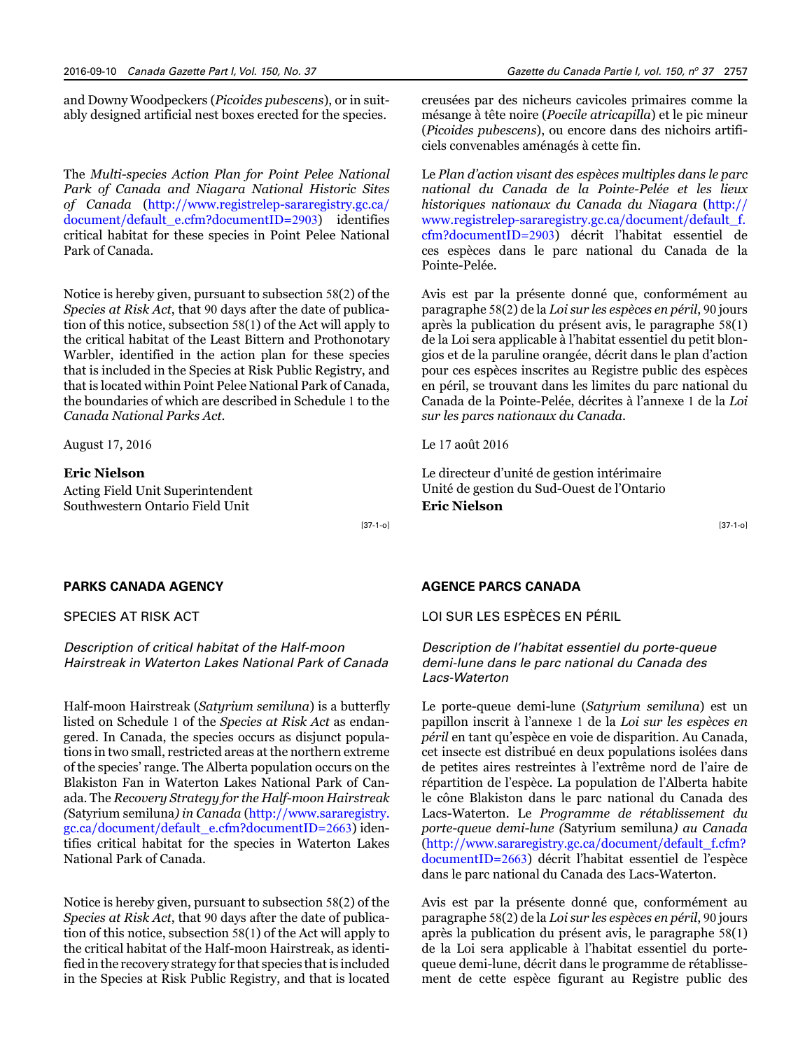and Downy Woodpeckers (*Picoides pubescens*), or in suitably designed artificial nest boxes erected for the species.

The *Multi-species Action Plan for Point Pelee National Park of Canada and Niagara National Historic Sites of Canada* (http://www.registrelep-sararegistry.gc.ca/document/default_e.cfm?documentID=2903) identifies critical habitat for these species in Point Pelee National Park of Canada.

Notice is hereby given, pursuant to subsection 58(2) of the *Species at Risk Act*, that 90 days after the date of publication of this notice, subsection 58(1) of the Act will apply to the critical habitat of the Least Bittern and Prothonotary Warbler, identified in the action plan for these species that is included in the Species at Risk Public Registry, and that is located within Point Pelee National Park of Canada, the boundaries of which are described in Schedule 1 to the *Canada National Parks Act*.

August 17, 2016

**Eric Nielson**
Acting Field Unit Superintendent
Southwestern Ontario Field Unit

[37-1-o]

creusées par des nicheurs cavicoles primaires comme la mésange à tête noire (*Poecile atricapilla*) et le pic mineur (*Picoides pubescens*), ou encore dans des nichoirs artificiels convenables aménagés à cette fin.

Le *Plan d'action visant des espèces multiples dans le parc national du Canada de la Pointe-Pelée et les lieux historiques nationaux du Canada du Niagara* (http://www.registrelep-sararegistry.gc.ca/document/default_f.cfm?documentID=2903) décrit l'habitat essentiel de ces espèces dans le parc national du Canada de la Pointe-Pelée.

Avis est par la présente donné que, conformément au paragraphe 58(2) de la *Loi sur les espèces en péril*, 90 jours après la publication du présent avis, le paragraphe 58(1) de la Loi sera applicable à l'habitat essentiel du petit blongios et de la paruline orangée, décrit dans le plan d'action pour ces espèces inscrites au Registre public des espèces en péril, se trouvant dans les limites du parc national du Canada de la Pointe-Pelée, décrites à l'annexe 1 de la *Loi sur les parcs nationaux du Canada*.

Le 17 août 2016

Le directeur d'unité de gestion intérimaire
Unité de gestion du Sud-Ouest de l'Ontario
**Eric Nielson**

[37-1-o]

## PARKS CANADA AGENCY

### SPECIES AT RISK ACT

### *Description of critical habitat of the Half-moon Hairstreak in Waterton Lakes National Park of Canada*

Half-moon Hairstreak (*Satyrium semiluna*) is a butterfly listed on Schedule 1 of the *Species at Risk Act* as endangered. In Canada, the species occurs as disjunct populations in two small, restricted areas at the northern extreme of the species' range. The Alberta population occurs on the Blakiston Fan in Waterton Lakes National Park of Canada. The *Recovery Strategy for the Half-moon Hairstreak (*Satyrium semiluna*) in Canada* (http://www.sararegistry.gc.ca/document/default_e.cfm?documentID=2663) identifies critical habitat for the species in Waterton Lakes National Park of Canada.

Notice is hereby given, pursuant to subsection 58(2) of the *Species at Risk Act*, that 90 days after the date of publication of this notice, subsection 58(1) of the Act will apply to the critical habitat of the Half-moon Hairstreak, as identified in the recovery strategy for that species that is included in the Species at Risk Public Registry, and that is located

## AGENCE PARCS CANADA

### LOI SUR LES ESPÈCES EN PÉRIL

### *Description de l'habitat essentiel du porte-queue demi-lune dans le parc national du Canada des Lacs-Waterton*

Le porte-queue demi-lune (*Satyrium semiluna*) est un papillon inscrit à l'annexe 1 de la *Loi sur les espèces en péril* en tant qu'espèce en voie de disparition. Au Canada, cet insecte est distribué en deux populations isolées dans de petites aires restreintes à l'extrême nord de l'aire de répartition de l'espèce. La population de l'Alberta habite le cône Blakiston dans le parc national du Canada des Lacs-Waterton. Le *Programme de rétablissement du porte-queue demi-lune (*Satyrium semiluna*) au Canada* (http://www.sararegistry.gc.ca/document/default_f.cfm?documentID=2663) décrit l'habitat essentiel de l'espèce dans le parc national du Canada des Lacs-Waterton.

Avis est par la présente donné que, conformément au paragraphe 58(2) de la *Loi sur les espèces en péril*, 90 jours après la publication du présent avis, le paragraphe 58(1) de la Loi sera applicable à l'habitat essentiel du porte-queue demi-lune, décrit dans le programme de rétablissement de cette espèce figurant au Registre public des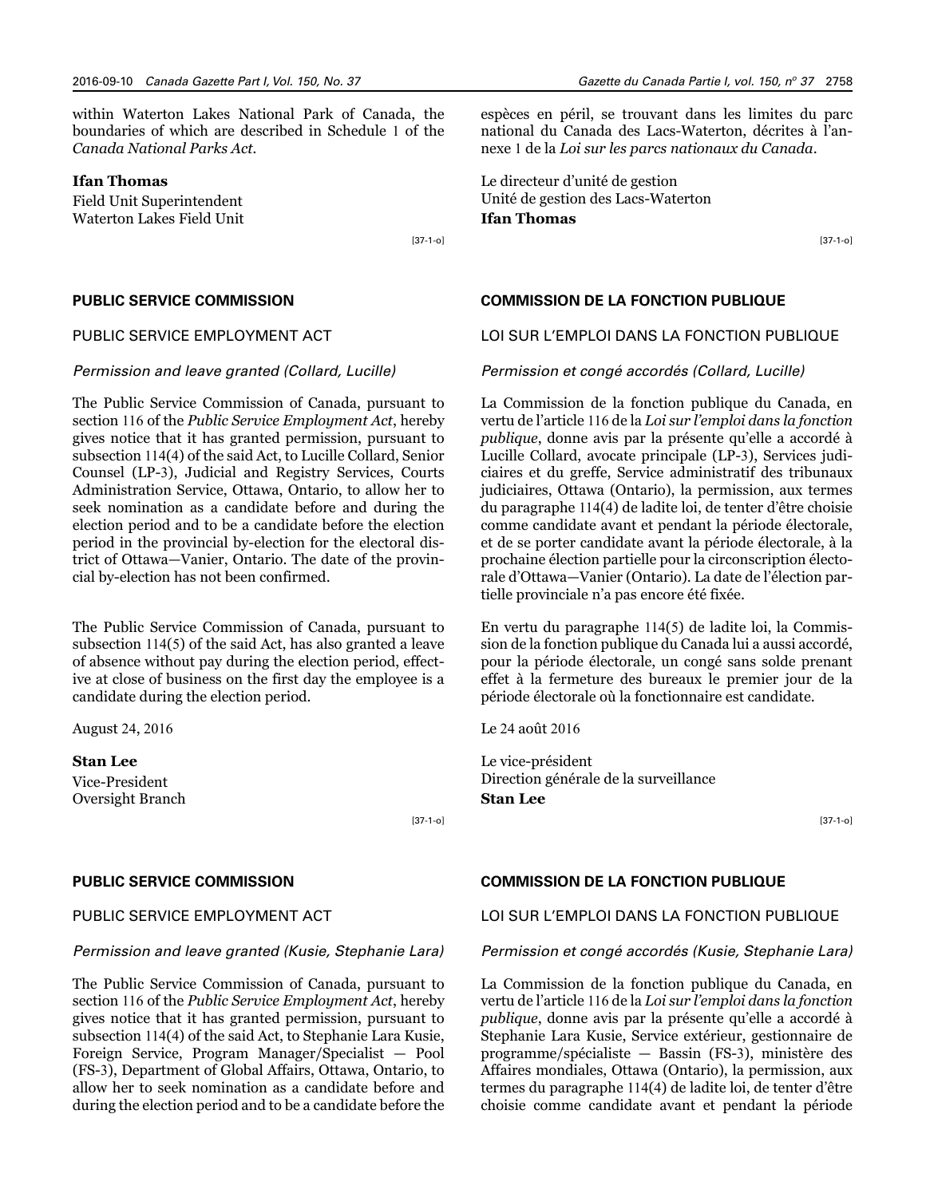within Waterton Lakes National Park of Canada, the boundaries of which are described in Schedule 1 of the *Canada National Parks Act*.

**Ifan Thomas**
Field Unit Superintendent
Waterton Lakes Field Unit

[37-1-o]

espèces en péril, se trouvant dans les limites du parc national du Canada des Lacs-Waterton, décrites à l'annexe 1 de la *Loi sur les parcs nationaux du Canada*.

Le directeur d'unité de gestion
Unité de gestion des Lacs-Waterton
**Ifan Thomas**

[37-1-o]

## PUBLIC SERVICE COMMISSION

### PUBLIC SERVICE EMPLOYMENT ACT

*Permission and leave granted (Collard, Lucille)*

The Public Service Commission of Canada, pursuant to section 116 of the *Public Service Employment Act*, hereby gives notice that it has granted permission, pursuant to subsection 114(4) of the said Act, to Lucille Collard, Senior Counsel (LP-3), Judicial and Registry Services, Courts Administration Service, Ottawa, Ontario, to allow her to seek nomination as a candidate before and during the election period and to be a candidate before the election period in the provincial by-election for the electoral district of Ottawa—Vanier, Ontario. The date of the provincial by-election has not been confirmed.

The Public Service Commission of Canada, pursuant to subsection 114(5) of the said Act, has also granted a leave of absence without pay during the election period, effective at close of business on the first day the employee is a candidate during the election period.

August 24, 2016

**Stan Lee**
Vice-President
Oversight Branch

[37-1-o]

## COMMISSION DE LA FONCTION PUBLIQUE

### LOI SUR L'EMPLOI DANS LA FONCTION PUBLIQUE

*Permission et congé accordés (Collard, Lucille)*

La Commission de la fonction publique du Canada, en vertu de l'article 116 de la *Loi sur l'emploi dans la fonction publique*, donne avis par la présente qu'elle a accordé à Lucille Collard, avocate principale (LP-3), Services judiciaires et du greffe, Service administratif des tribunaux judiciaires, Ottawa (Ontario), la permission, aux termes du paragraphe 114(4) de ladite loi, de tenter d'être choisie comme candidate avant et pendant la période électorale, et de se porter candidate avant la période électorale, à la prochaine élection partielle pour la circonscription électorale d'Ottawa—Vanier (Ontario). La date de l'élection partielle provinciale n'a pas encore été fixée.

En vertu du paragraphe 114(5) de ladite loi, la Commission de la fonction publique du Canada lui a aussi accordé, pour la période électorale, un congé sans solde prenant effet à la fermeture des bureaux le premier jour de la période électorale où la fonctionnaire est candidate.

Le 24 août 2016

Le vice-président
Direction générale de la surveillance
**Stan Lee**

[37-1-o]

## PUBLIC SERVICE COMMISSION

### PUBLIC SERVICE EMPLOYMENT ACT

*Permission and leave granted (Kusie, Stephanie Lara)*

The Public Service Commission of Canada, pursuant to section 116 of the *Public Service Employment Act*, hereby gives notice that it has granted permission, pursuant to subsection 114(4) of the said Act, to Stephanie Lara Kusie, Foreign Service, Program Manager/Specialist — Pool (FS-3), Department of Global Affairs, Ottawa, Ontario, to allow her to seek nomination as a candidate before and during the election period and to be a candidate before the

## COMMISSION DE LA FONCTION PUBLIQUE

### LOI SUR L'EMPLOI DANS LA FONCTION PUBLIQUE

*Permission et congé accordés (Kusie, Stephanie Lara)*

La Commission de la fonction publique du Canada, en vertu de l'article 116 de la *Loi sur l'emploi dans la fonction publique*, donne avis par la présente qu'elle a accordé à Stephanie Lara Kusie, Service extérieur, gestionnaire de programme/spécialiste — Bassin (FS-3), ministère des Affaires mondiales, Ottawa (Ontario), la permission, aux termes du paragraphe 114(4) de ladite loi, de tenter d'être choisie comme candidate avant et pendant la période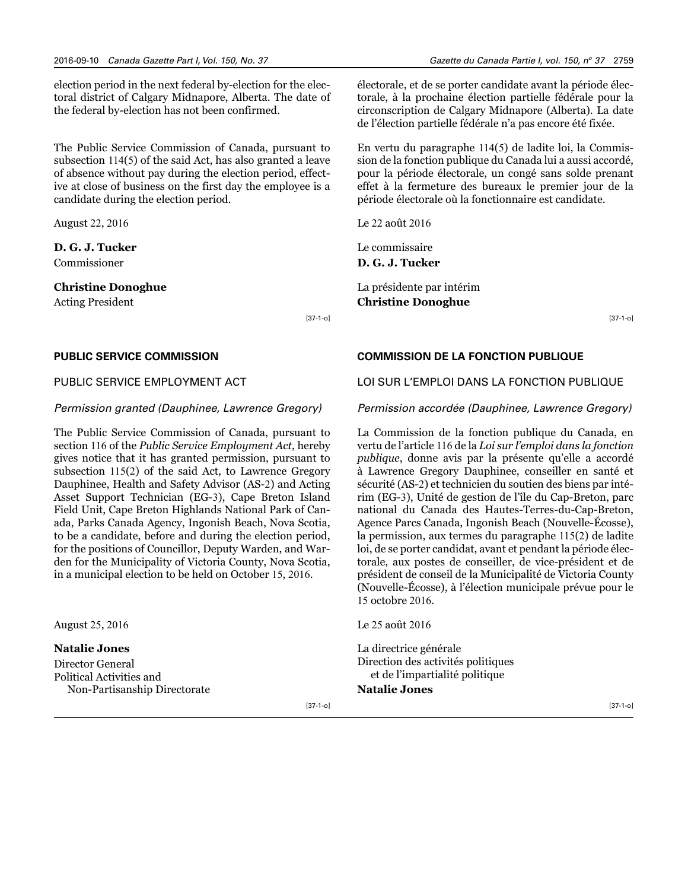election period in the next federal by-election for the electoral district of Calgary Midnapore, Alberta. The date of the federal by-election has not been confirmed.

The Public Service Commission of Canada, pursuant to subsection 114(5) of the said Act, has also granted a leave of absence without pay during the election period, effective at close of business on the first day the employee is a candidate during the election period.

August 22, 2016

**D. G. J. Tucker**
Commissioner

**Christine Donoghue**
Acting President

[37-1-o]

### PUBLIC SERVICE COMMISSION

PUBLIC SERVICE EMPLOYMENT ACT

*Permission granted (Dauphinee, Lawrence Gregory)*

The Public Service Commission of Canada, pursuant to section 116 of the *Public Service Employment Act*, hereby gives notice that it has granted permission, pursuant to subsection 115(2) of the said Act, to Lawrence Gregory Dauphinee, Health and Safety Advisor (AS-2) and Acting Asset Support Technician (EG-3), Cape Breton Island Field Unit, Cape Breton Highlands National Park of Canada, Parks Canada Agency, Ingonish Beach, Nova Scotia, to be a candidate, before and during the election period, for the positions of Councillor, Deputy Warden, and Warden for the Municipality of Victoria County, Nova Scotia, in a municipal election to be held on October 15, 2016.

August 25, 2016

**Natalie Jones**
Director General
Political Activities and
Non-Partisanship Directorate

[37-1-o]

électorale, et de se porter candidate avant la période électorale, à la prochaine élection partielle fédérale pour la circonscription de Calgary Midnapore (Alberta). La date de l'élection partielle fédérale n'a pas encore été fixée.

En vertu du paragraphe 114(5) de ladite loi, la Commission de la fonction publique du Canada lui a aussi accordé, pour la période électorale, un congé sans solde prenant effet à la fermeture des bureaux le premier jour de la période électorale où la fonctionnaire est candidate.

Le 22 août 2016

Le commissaire
**D. G. J. Tucker**

La présidente par intérim
**Christine Donoghue**

[37-1-o]

### COMMISSION DE LA FONCTION PUBLIQUE

LOI SUR L'EMPLOI DANS LA FONCTION PUBLIQUE

*Permission accordée (Dauphinee, Lawrence Gregory)*

La Commission de la fonction publique du Canada, en vertu de l'article 116 de la *Loi sur l'emploi dans la fonction publique*, donne avis par la présente qu'elle a accordé à Lawrence Gregory Dauphinee, conseiller en santé et sécurité (AS-2) et technicien du soutien des biens par intérim (EG-3), Unité de gestion de l'île du Cap-Breton, parc national du Canada des Hautes-Terres-du-Cap-Breton, Agence Parcs Canada, Ingonish Beach (Nouvelle-Écosse), la permission, aux termes du paragraphe 115(2) de ladite loi, de se porter candidat, avant et pendant la période électorale, aux postes de conseiller, de vice-président et de président de conseil de la Municipalité de Victoria County (Nouvelle-Écosse), à l'élection municipale prévue pour le 15 octobre 2016.

Le 25 août 2016

La directrice générale
Direction des activités politiques
et de l'impartialité politique
**Natalie Jones**

[37-1-o]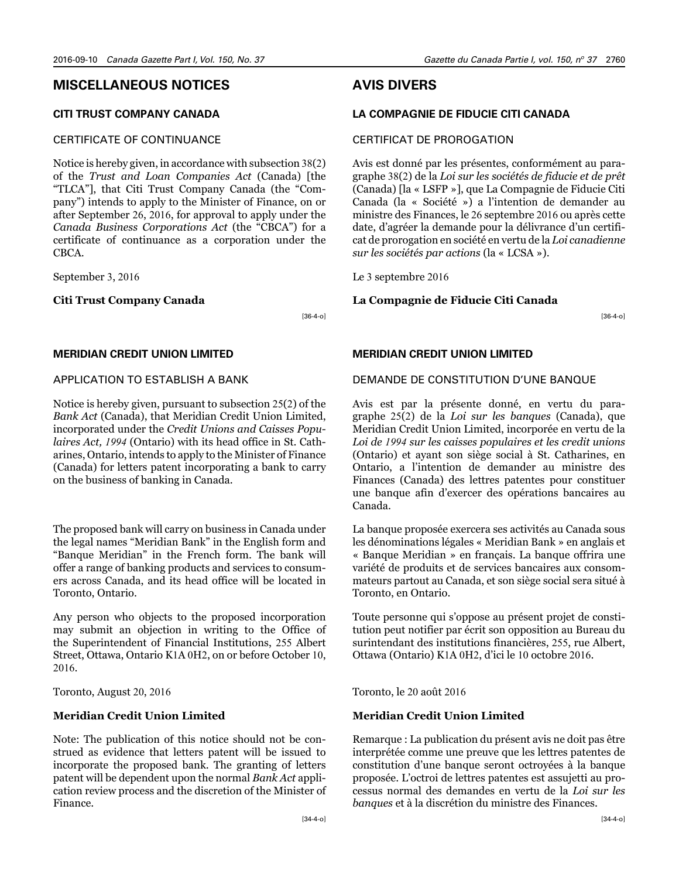# MISCELLANEOUS NOTICES

## CITI TRUST COMPANY CANADA

CERTIFICATE OF CONTINUANCE

Notice is hereby given, in accordance with subsection 38(2) of the *Trust and Loan Companies Act* (Canada) [the "TLCA"], that Citi Trust Company Canada (the "Company") intends to apply to the Minister of Finance, on or after September 26, 2016, for approval to apply under the *Canada Business Corporations Act* (the "CBCA") for a certificate of continuance as a corporation under the CBCA.

September 3, 2016

**Citi Trust Company Canada**

[36-4-o]

## MERIDIAN CREDIT UNION LIMITED

APPLICATION TO ESTABLISH A BANK

Notice is hereby given, pursuant to subsection 25(2) of the *Bank Act* (Canada), that Meridian Credit Union Limited, incorporated under the *Credit Unions and Caisses Populaires Act, 1994* (Ontario) with its head office in St. Catharines, Ontario, intends to apply to the Minister of Finance (Canada) for letters patent incorporating a bank to carry on the business of banking in Canada.

The proposed bank will carry on business in Canada under the legal names "Meridian Bank" in the English form and "Banque Meridian" in the French form. The bank will offer a range of banking products and services to consumers across Canada, and its head office will be located in Toronto, Ontario.

Any person who objects to the proposed incorporation may submit an objection in writing to the Office of the Superintendent of Financial Institutions, 255 Albert Street, Ottawa, Ontario K1A 0H2, on or before October 10, 2016.

Toronto, August 20, 2016

**Meridian Credit Union Limited**

Note: The publication of this notice should not be construed as evidence that letters patent will be issued to incorporate the proposed bank. The granting of letters patent will be dependent upon the normal *Bank Act* application review process and the discretion of the Minister of Finance.

[34-4-o]

# AVIS DIVERS

## LA COMPAGNIE DE FIDUCIE CITI CANADA

CERTIFICAT DE PROROGATION

Avis est donné par les présentes, conformément au paragraphe 38(2) de la *Loi sur les sociétés de fiducie et de prêt* (Canada) [la « LSFP »], que La Compagnie de Fiducie Citi Canada (la « Société ») a l'intention de demander au ministre des Finances, le 26 septembre 2016 ou après cette date, d'agréer la demande pour la délivrance d'un certificat de prorogation en société en vertu de la *Loi canadienne sur les sociétés par actions* (la « LCSA »).

Le 3 septembre 2016

**La Compagnie de Fiducie Citi Canada**

[36-4-o]

## MERIDIAN CREDIT UNION LIMITED

DEMANDE DE CONSTITUTION D'UNE BANQUE

Avis est par la présente donné, en vertu du paragraphe 25(2) de la *Loi sur les banques* (Canada), que Meridian Credit Union Limited, incorporée en vertu de la *Loi de 1994 sur les caisses populaires et les credit unions* (Ontario) et ayant son siège social à St. Catharines, en Ontario, a l'intention de demander au ministre des Finances (Canada) des lettres patentes pour constituer une banque afin d'exercer des opérations bancaires au Canada.

La banque proposée exercera ses activités au Canada sous les dénominations légales « Meridian Bank » en anglais et « Banque Meridian » en français. La banque offrira une variété de produits et de services bancaires aux consommateurs partout au Canada, et son siège social sera situé à Toronto, en Ontario.

Toute personne qui s'oppose au présent projet de constitution peut notifier par écrit son opposition au Bureau du surintendant des institutions financières, 255, rue Albert, Ottawa (Ontario) K1A 0H2, d'ici le 10 octobre 2016.

Toronto, le 20 août 2016

**Meridian Credit Union Limited**

Remarque : La publication du présent avis ne doit pas être interprétée comme une preuve que les lettres patentes de constitution d'une banque seront octroyées à la banque proposée. L'octroi de lettres patentes est assujetti au processus normal des demandes en vertu de la *Loi sur les banques* et à la discrétion du ministre des Finances.

[34-4-o]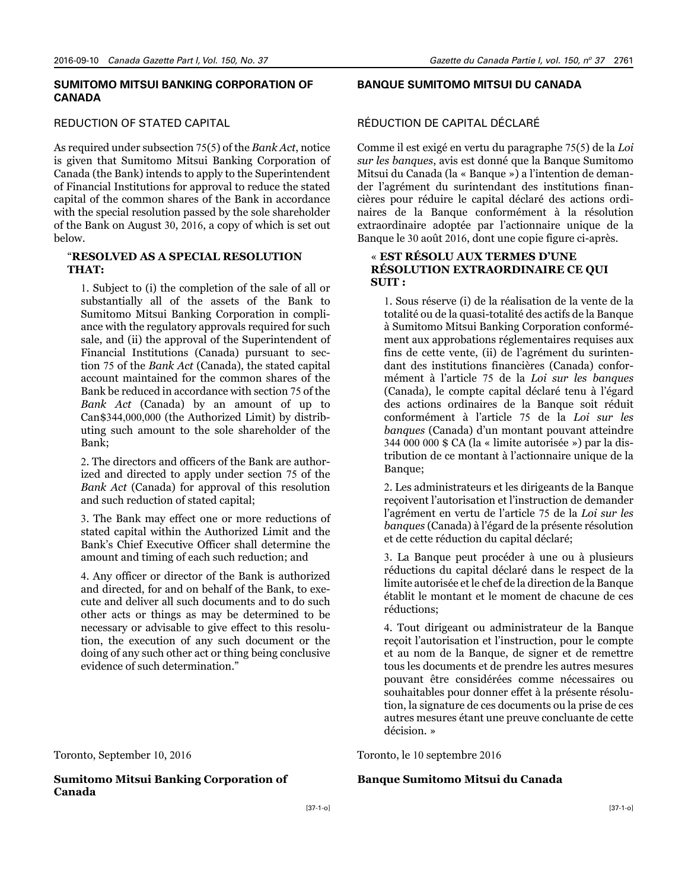## SUMITOMO MITSUI BANKING CORPORATION OF CANADA

### REDUCTION OF STATED CAPITAL

As required under subsection 75(5) of the *Bank Act*, notice is given that Sumitomo Mitsui Banking Corporation of Canada (the Bank) intends to apply to the Superintendent of Financial Institutions for approval to reduce the stated capital of the common shares of the Bank in accordance with the special resolution passed by the sole shareholder of the Bank on August 30, 2016, a copy of which is set out below.

> "**RESOLVED AS A SPECIAL RESOLUTION THAT:**
>
> 1. Subject to (i) the completion of the sale of all or substantially all of the assets of the Bank to Sumitomo Mitsui Banking Corporation in compliance with the regulatory approvals required for such sale, and (ii) the approval of the Superintendent of Financial Institutions (Canada) pursuant to section 75 of the *Bank Act* (Canada), the stated capital account maintained for the common shares of the Bank be reduced in accordance with section 75 of the *Bank Act* (Canada) by an amount of up to Can$344,000,000 (the Authorized Limit) by distributing such amount to the sole shareholder of the Bank;
>
> 2. The directors and officers of the Bank are authorized and directed to apply under section 75 of the *Bank Act* (Canada) for approval of this resolution and such reduction of stated capital;
>
> 3. The Bank may effect one or more reductions of stated capital within the Authorized Limit and the Bank's Chief Executive Officer shall determine the amount and timing of each such reduction; and
>
> 4. Any officer or director of the Bank is authorized and directed, for and on behalf of the Bank, to execute and deliver all such documents and to do such other acts or things as may be determined to be necessary or advisable to give effect to this resolution, the execution of any such document or the doing of any such other act or thing being conclusive evidence of such determination."

Toronto, September 10, 2016

**Sumitomo Mitsui Banking Corporation of Canada**

[37-1-o]

## BANQUE SUMITOMO MITSUI DU CANADA

### RÉDUCTION DE CAPITAL DÉCLARÉ

Comme il est exigé en vertu du paragraphe 75(5) de la *Loi sur les banques*, avis est donné que la Banque Sumitomo Mitsui du Canada (la « Banque ») a l'intention de demander l'agrément du surintendant des institutions financières pour réduire le capital déclaré des actions ordinaires de la Banque conformément à la résolution extraordinaire adoptée par l'actionnaire unique de la Banque le 30 août 2016, dont une copie figure ci-après.

> « **EST RÉSOLU AUX TERMES D'UNE RÉSOLUTION EXTRAORDINAIRE CE QUI SUIT :**
>
> 1. Sous réserve (i) de la réalisation de la vente de la totalité ou de la quasi-totalité des actifs de la Banque à Sumitomo Mitsui Banking Corporation conformément aux approbations réglementaires requises aux fins de cette vente, (ii) de l'agrément du surintendant des institutions financières (Canada) conformément à l'article 75 de la *Loi sur les banques* (Canada), le compte capital déclaré tenu à l'égard des actions ordinaires de la Banque soit réduit conformément à l'article 75 de la *Loi sur les banques* (Canada) d'un montant pouvant atteindre 344 000 000 $ CA (la « limite autorisée ») par la distribution de ce montant à l'actionnaire unique de la Banque;
>
> 2. Les administrateurs et les dirigeants de la Banque reçoivent l'autorisation et l'instruction de demander l'agrément en vertu de l'article 75 de la *Loi sur les banques* (Canada) à l'égard de la présente résolution et de cette réduction du capital déclaré;
>
> 3. La Banque peut procéder à une ou à plusieurs réductions du capital déclaré dans le respect de la limite autorisée et le chef de la direction de la Banque établit le montant et le moment de chacune de ces réductions;
>
> 4. Tout dirigeant ou administrateur de la Banque reçoit l'autorisation et l'instruction, pour le compte et au nom de la Banque, de signer et de remettre tous les documents et de prendre les autres mesures pouvant être considérées comme nécessaires ou souhaitables pour donner effet à la présente résolution, la signature de ces documents ou la prise de ces autres mesures étant une preuve concluante de cette décision. »

Toronto, le 10 septembre 2016

**Banque Sumitomo Mitsui du Canada**

[37-1-o]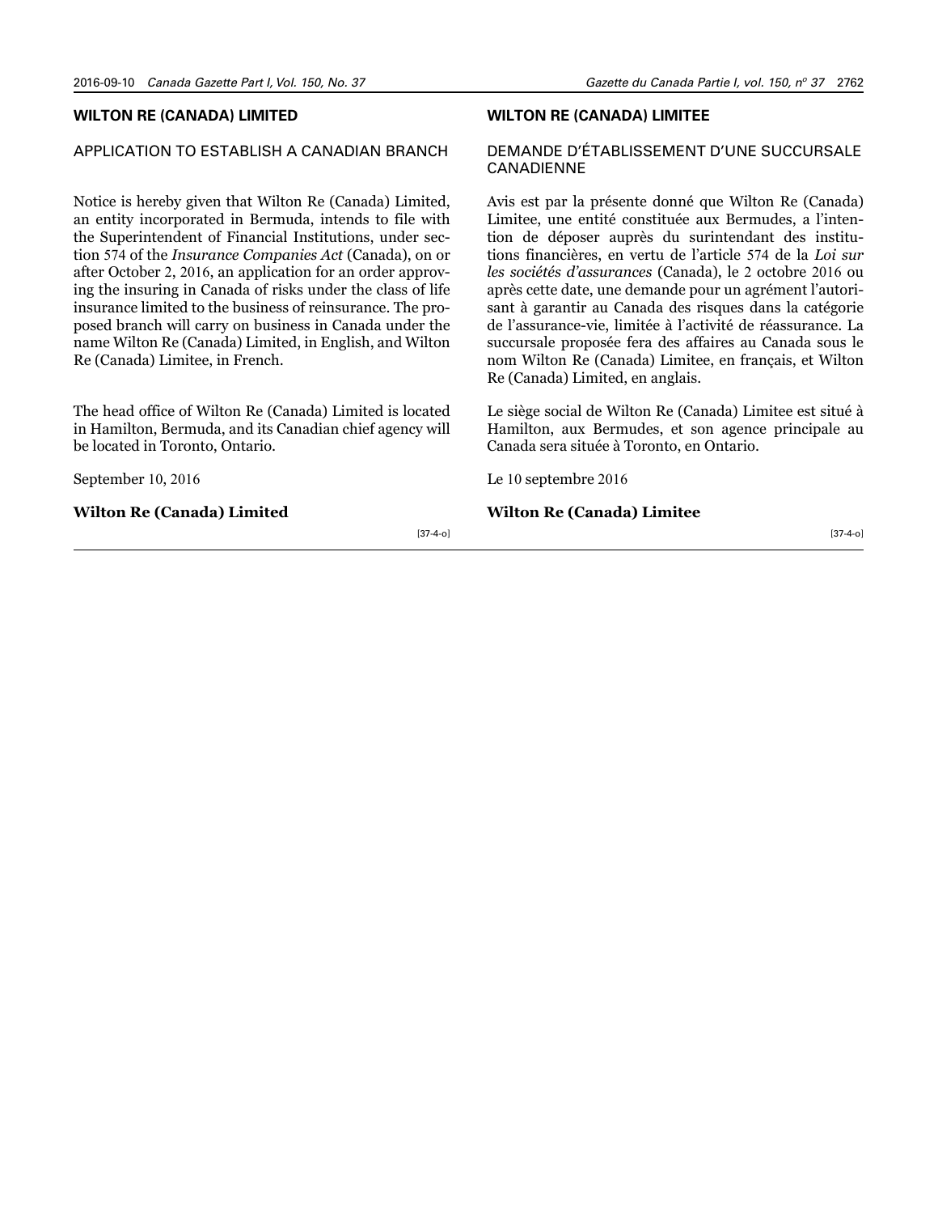## WILTON RE (CANADA) LIMITED

### APPLICATION TO ESTABLISH A CANADIAN BRANCH

Notice is hereby given that Wilton Re (Canada) Limited, an entity incorporated in Bermuda, intends to file with the Superintendent of Financial Institutions, under section 574 of the *Insurance Companies Act* (Canada), on or after October 2, 2016, an application for an order approving the insuring in Canada of risks under the class of life insurance limited to the business of reinsurance. The proposed branch will carry on business in Canada under the name Wilton Re (Canada) Limited, in English, and Wilton Re (Canada) Limitee, in French.

The head office of Wilton Re (Canada) Limited is located in Hamilton, Bermuda, and its Canadian chief agency will be located in Toronto, Ontario.

September 10, 2016

**Wilton Re (Canada) Limited**

[37-4-o]

## WILTON RE (CANADA) LIMITEE

### DEMANDE D'ÉTABLISSEMENT D'UNE SUCCURSALE CANADIENNE

Avis est par la présente donné que Wilton Re (Canada) Limitee, une entité constituée aux Bermudes, a l'intention de déposer auprès du surintendant des institutions financières, en vertu de l'article 574 de la *Loi sur les sociétés d'assurances* (Canada), le 2 octobre 2016 ou après cette date, une demande pour un agrément l'autorisant à garantir au Canada des risques dans la catégorie de l'assurance-vie, limitée à l'activité de réassurance. La succursale proposée fera des affaires au Canada sous le nom Wilton Re (Canada) Limitee, en français, et Wilton Re (Canada) Limited, en anglais.

Le siège social de Wilton Re (Canada) Limitee est situé à Hamilton, aux Bermudes, et son agence principale au Canada sera située à Toronto, en Ontario.

Le 10 septembre 2016

**Wilton Re (Canada) Limitee**

[37-4-o]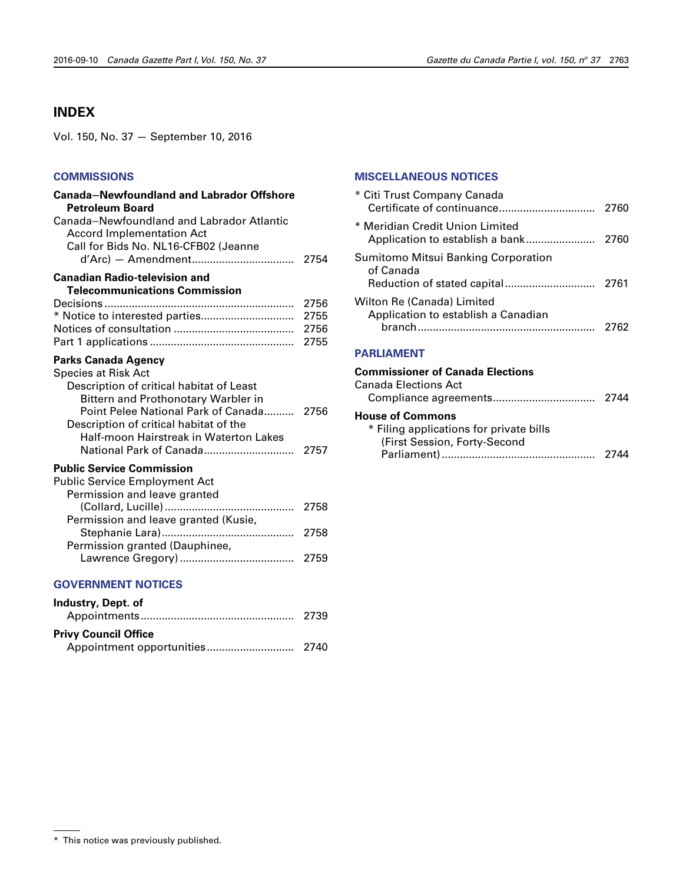# INDEX

Vol. 150, No. 37 — September 10, 2016

## COMMISSIONS

**Canada–Newfoundland and Labrador Offshore Petroleum Board**

Canada–Newfoundland and Labrador Atlantic Accord Implementation Act
- Call for Bids No. NL16-CFB02 (Jeanne d'Arc) — Amendment.................................. 2754

**Canadian Radio-television and Telecommunications Commission**

Decisions .............................................................. 2756
* Notice to interested parties............................... 2755
Notices of consultation ........................................ 2756
Part 1 applications ................................................ 2755

**Parks Canada Agency**

Species at Risk Act
- Description of critical habitat of Least Bittern and Prothonotary Warbler in Point Pelee National Park of Canada.......... 2756
- Description of critical habitat of the Half-moon Hairstreak in Waterton Lakes National Park of Canada.............................. 2757

**Public Service Commission**

Public Service Employment Act
- Permission and leave granted (Collard, Lucille)........................................... 2758
- Permission and leave granted (Kusie, Stephanie Lara)........................................... 2758
- Permission granted (Dauphinee, Lawrence Gregory)...................................... 2759

## GOVERNMENT NOTICES

**Industry, Dept. of**
- Appointments................................................... 2739

**Privy Council Office**
- Appointment opportunities............................. 2740

## MISCELLANEOUS NOTICES

* Citi Trust Company Canada
  - Certificate of continuance................................ 2760

* Meridian Credit Union Limited
  - Application to establish a bank....................... 2760

Sumitomo Mitsui Banking Corporation of Canada
- Reduction of stated capital.............................. 2761

Wilton Re (Canada) Limited
- Application to establish a Canadian branch........................................................... 2762

## PARLIAMENT

**Commissioner of Canada Elections**

Canada Elections Act
- Compliance agreements.................................. 2744

**House of Commons**
- * Filing applications for private bills (First Session, Forty-Second Parliament).................................................. 2744

---

* This notice was previously published.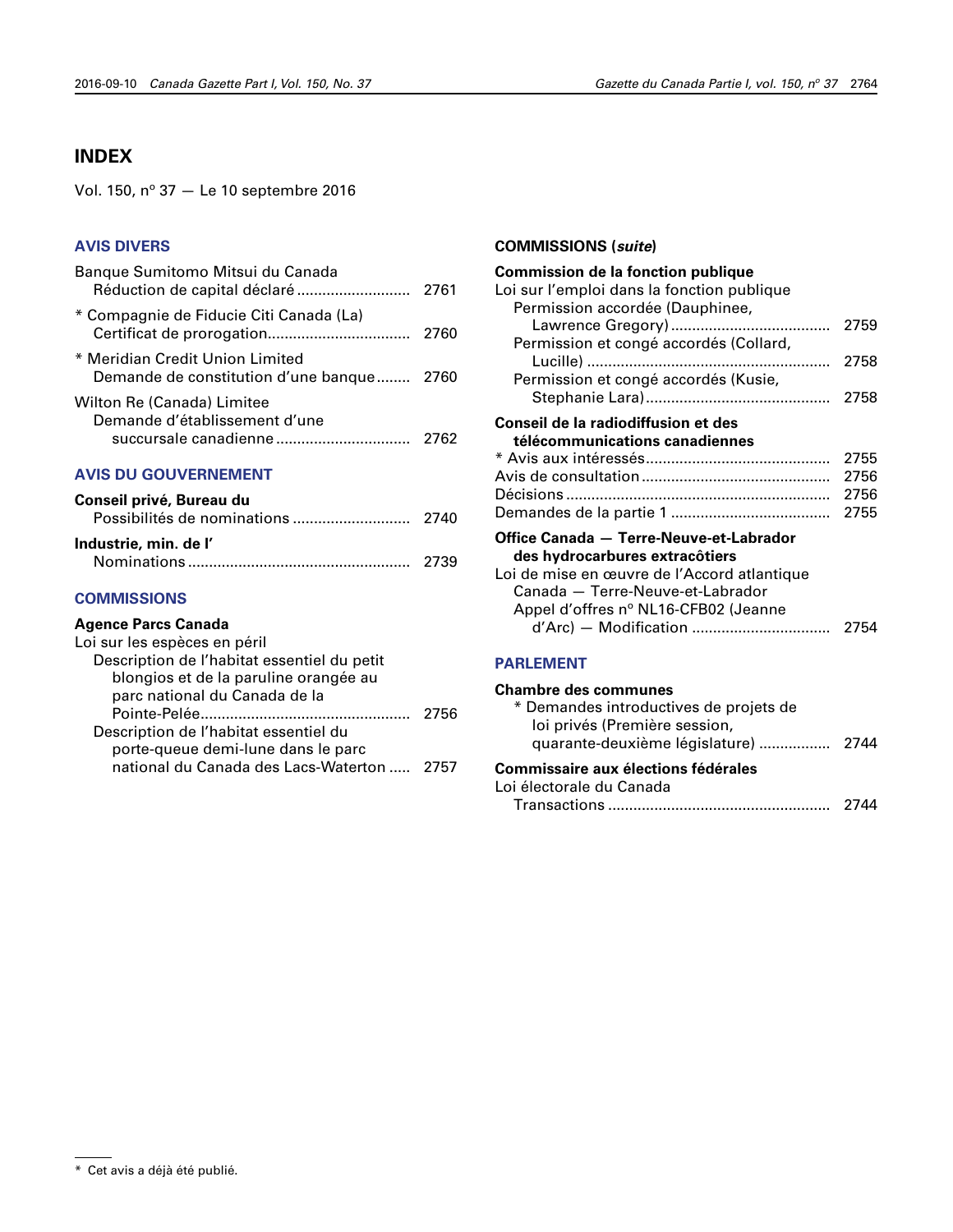# INDEX

Vol. 150, nº 37 — Le 10 septembre 2016

## AVIS DIVERS

Banque Sumitomo Mitsui du Canada
- Réduction de capital déclaré .......................... 2761

* Compagnie de Fiducie Citi Canada (La)
  - Certificat de prorogation................................ 2760

* Meridian Credit Union Limited
  - Demande de constitution d'une banque........ 2760

Wilton Re (Canada) Limitee
- Demande d'établissement d'une succursale canadienne ............................... 2762

## AVIS DU GOUVERNEMENT

**Conseil privé, Bureau du**
- Possibilités de nominations ........................... 2740

**Industrie, min. de l'**
- Nominations .................................................... 2739

## COMMISSIONS

**Agence Parcs Canada**

Loi sur les espèces en péril
- Description de l'habitat essentiel du petit blongios et de la paruline orangée au parc national du Canada de la Pointe-Pelée................................................ 2756
- Description de l'habitat essentiel du porte-queue demi-lune dans le parc national du Canada des Lacs-Waterton ..... 2757

## COMMISSIONS (*suite*)

**Commission de la fonction publique**

Loi sur l'emploi dans la fonction publique
- Permission accordée (Dauphinee, Lawrence Gregory) ..................................... 2759
- Permission et congé accordés (Collard, Lucille) ......................................................... 2758
- Permission et congé accordés (Kusie, Stephanie Lara)........................................... 2758

**Conseil de la radiodiffusion et des télécommunications canadiennes**

- * Avis aux intéressés........................................... 2755
- Avis de consultation ............................................ 2756
- Décisions .............................................................. 2756
- Demandes de la partie 1 ..................................... 2755

**Office Canada — Terre-Neuve-et-Labrador des hydrocarbures extracôtiers**

Loi de mise en œuvre de l'Accord atlantique Canada — Terre-Neuve-et-Labrador
- Appel d'offres nº NL16-CFB02 (Jeanne d'Arc) — Modification ................................ 2754

## PARLEMENT

**Chambre des communes**
- * Demandes introductives de projets de loi privés (Première session, quarante-deuxième législature) ................. 2744

**Commissaire aux élections fédérales**

Loi électorale du Canada
- Transactions .................................................... 2744

---

* Cet avis a déjà été publié.